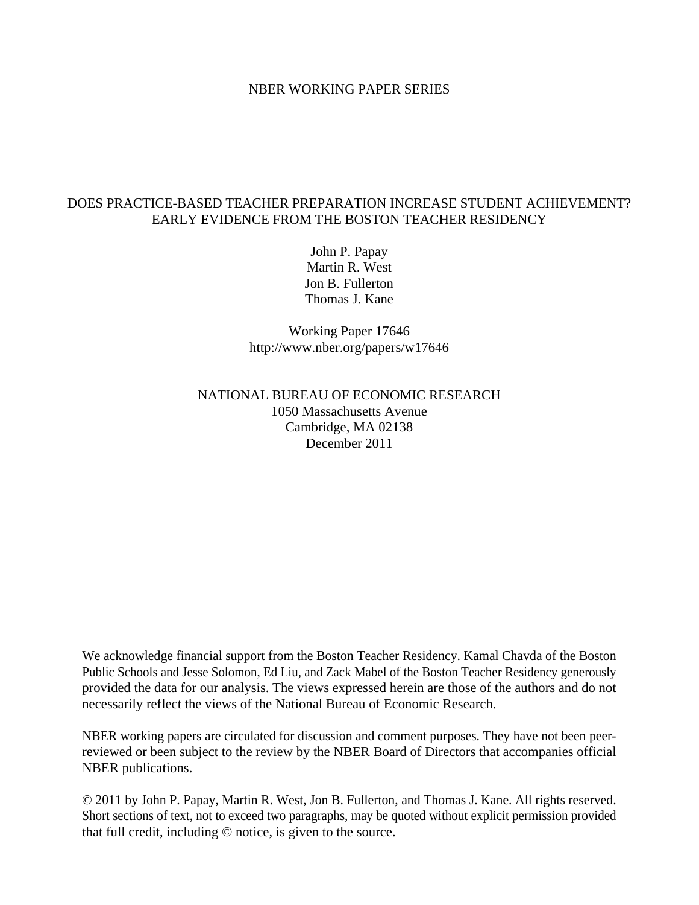NBER WORKING PAPER SERIES

# DOES PRACTICE-BASED TEACHER PREPARATION INCREASE STUDENT ACHIEVEMENT? EARLY EVIDENCE FROM THE BOSTON TEACHER RESIDENCY

John P. Papay
Martin R. West
Jon B. Fullerton
Thomas J. Kane

Working Paper 17646
http://www.nber.org/papers/w17646

NATIONAL BUREAU OF ECONOMIC RESEARCH
1050 Massachusetts Avenue
Cambridge, MA 02138
December 2011

We acknowledge financial support from the Boston Teacher Residency. Kamal Chavda of the Boston Public Schools and Jesse Solomon, Ed Liu, and Zack Mabel of the Boston Teacher Residency generously provided the data for our analysis. The views expressed herein are those of the authors and do not necessarily reflect the views of the National Bureau of Economic Research.

NBER working papers are circulated for discussion and comment purposes. They have not been peer-reviewed or been subject to the review by the NBER Board of Directors that accompanies official NBER publications.

© 2011 by John P. Papay, Martin R. West, Jon B. Fullerton, and Thomas J. Kane. All rights reserved. Short sections of text, not to exceed two paragraphs, may be quoted without explicit permission provided that full credit, including © notice, is given to the source.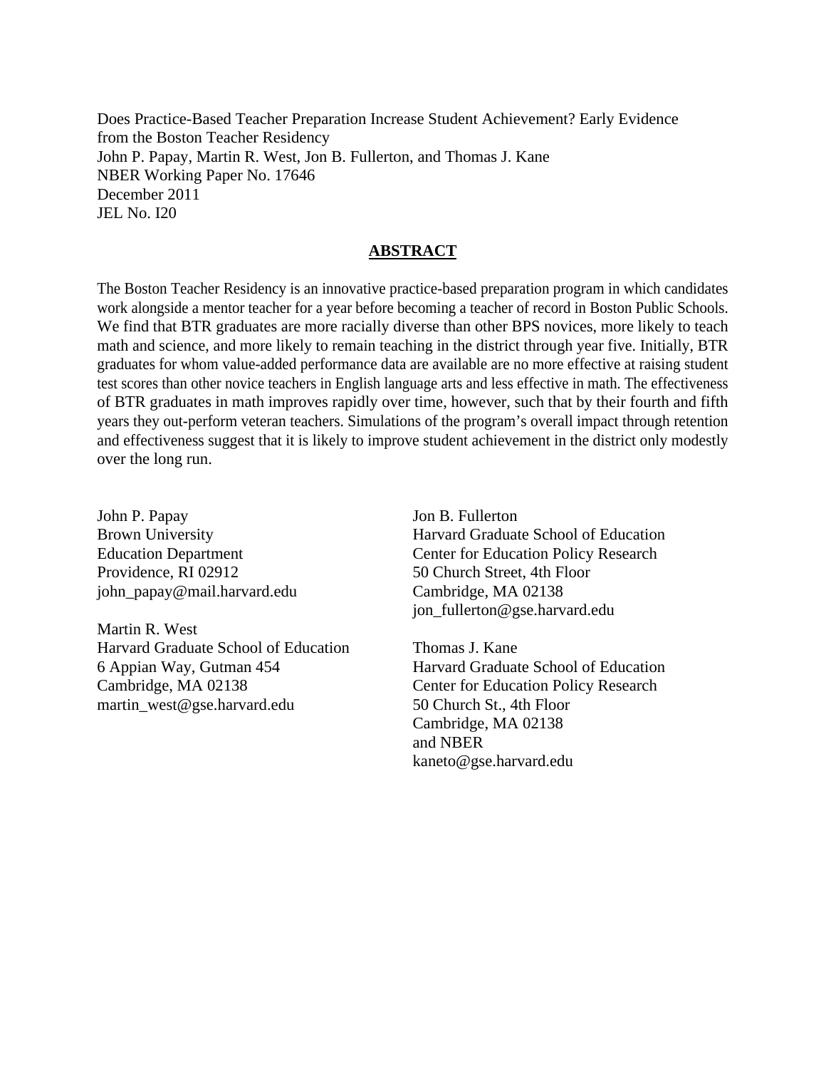Does Practice-Based Teacher Preparation Increase Student Achievement? Early Evidence from the Boston Teacher Residency
John P. Papay, Martin R. West, Jon B. Fullerton, and Thomas J. Kane
NBER Working Paper No. 17646
December 2011
JEL No. I20

## ABSTRACT

The Boston Teacher Residency is an innovative practice-based preparation program in which candidates work alongside a mentor teacher for a year before becoming a teacher of record in Boston Public Schools. We find that BTR graduates are more racially diverse than other BPS novices, more likely to teach math and science, and more likely to remain teaching in the district through year five. Initially, BTR graduates for whom value-added performance data are available are no more effective at raising student test scores than other novice teachers in English language arts and less effective in math. The effectiveness of BTR graduates in math improves rapidly over time, however, such that by their fourth and fifth years they out-perform veteran teachers. Simulations of the program's overall impact through retention and effectiveness suggest that it is likely to improve student achievement in the district only modestly over the long run.

John P. Papay
Brown University
Education Department
Providence, RI 02912
john_papay@mail.harvard.edu

Martin R. West
Harvard Graduate School of Education
6 Appian Way, Gutman 454
Cambridge, MA 02138
martin_west@gse.harvard.edu

Jon B. Fullerton
Harvard Graduate School of Education
Center for Education Policy Research
50 Church Street, 4th Floor
Cambridge, MA 02138
jon_fullerton@gse.harvard.edu

Thomas J. Kane
Harvard Graduate School of Education
Center for Education Policy Research
50 Church St., 4th Floor
Cambridge, MA 02138
and NBER
kaneto@gse.harvard.edu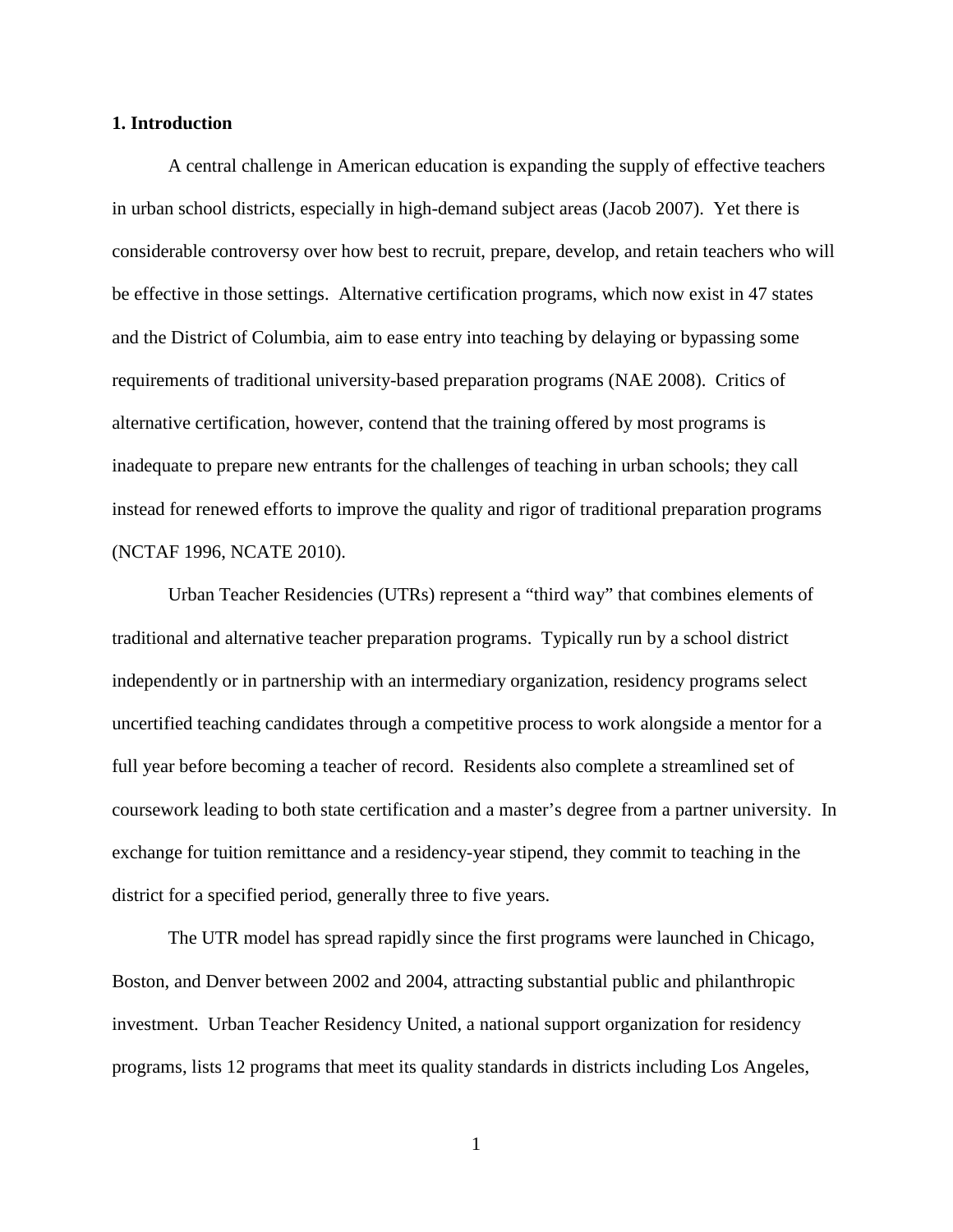## 1. Introduction

A central challenge in American education is expanding the supply of effective teachers in urban school districts, especially in high-demand subject areas (Jacob 2007). Yet there is considerable controversy over how best to recruit, prepare, develop, and retain teachers who will be effective in those settings. Alternative certification programs, which now exist in 47 states and the District of Columbia, aim to ease entry into teaching by delaying or bypassing some requirements of traditional university-based preparation programs (NAE 2008). Critics of alternative certification, however, contend that the training offered by most programs is inadequate to prepare new entrants for the challenges of teaching in urban schools; they call instead for renewed efforts to improve the quality and rigor of traditional preparation programs (NCTAF 1996, NCATE 2010).

Urban Teacher Residencies (UTRs) represent a "third way" that combines elements of traditional and alternative teacher preparation programs. Typically run by a school district independently or in partnership with an intermediary organization, residency programs select uncertified teaching candidates through a competitive process to work alongside a mentor for a full year before becoming a teacher of record. Residents also complete a streamlined set of coursework leading to both state certification and a master's degree from a partner university. In exchange for tuition remittance and a residency-year stipend, they commit to teaching in the district for a specified period, generally three to five years.

The UTR model has spread rapidly since the first programs were launched in Chicago, Boston, and Denver between 2002 and 2004, attracting substantial public and philanthropic investment. Urban Teacher Residency United, a national support organization for residency programs, lists 12 programs that meet its quality standards in districts including Los Angeles,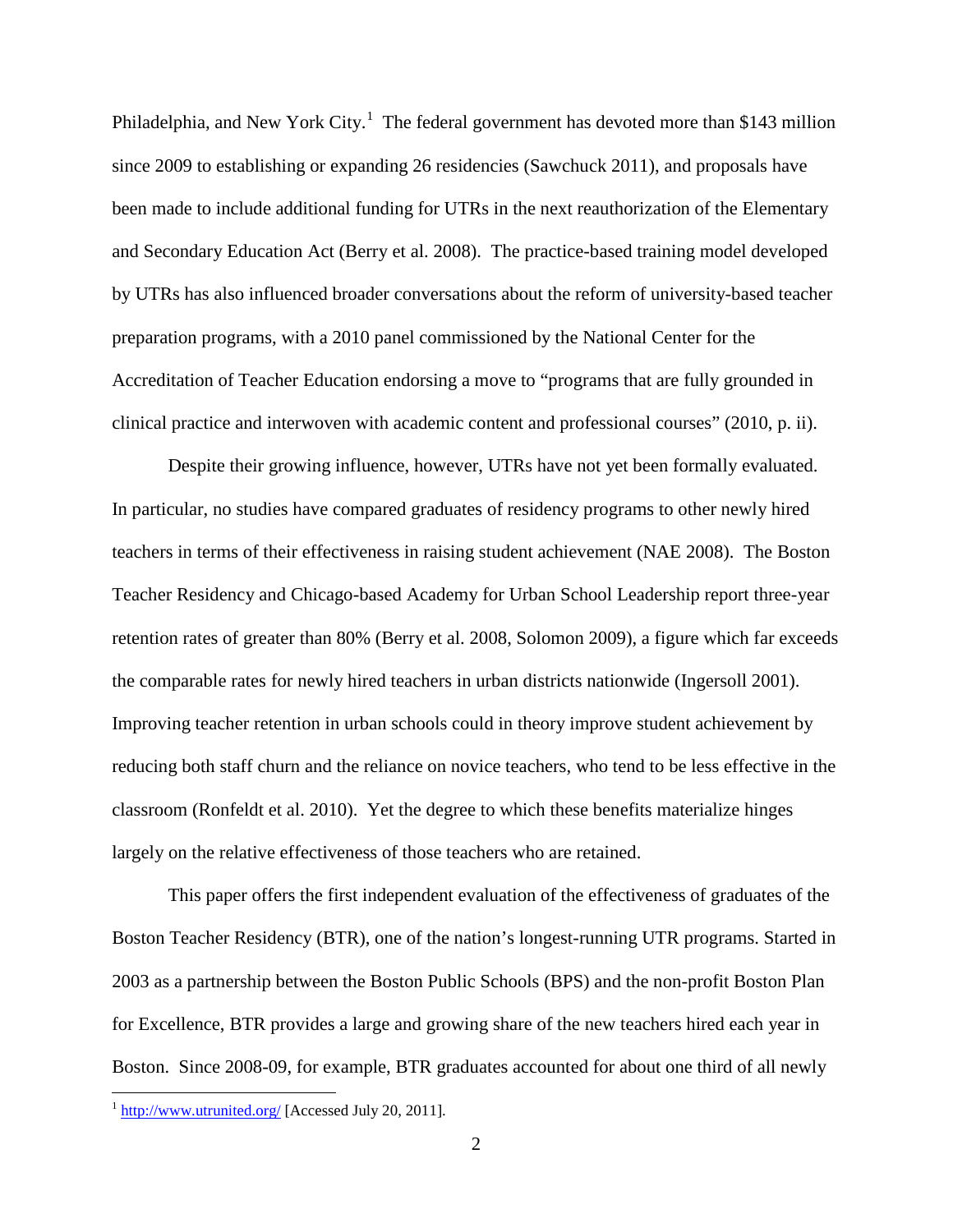Philadelphia, and New York City.[1] The federal government has devoted more than $143 million since 2009 to establishing or expanding 26 residencies (Sawchuck 2011), and proposals have been made to include additional funding for UTRs in the next reauthorization of the Elementary and Secondary Education Act (Berry et al. 2008). The practice-based training model developed by UTRs has also influenced broader conversations about the reform of university-based teacher preparation programs, with a 2010 panel commissioned by the National Center for the Accreditation of Teacher Education endorsing a move to "programs that are fully grounded in clinical practice and interwoven with academic content and professional courses" (2010, p. ii).

Despite their growing influence, however, UTRs have not yet been formally evaluated. In particular, no studies have compared graduates of residency programs to other newly hired teachers in terms of their effectiveness in raising student achievement (NAE 2008). The Boston Teacher Residency and Chicago-based Academy for Urban School Leadership report three-year retention rates of greater than 80% (Berry et al. 2008, Solomon 2009), a figure which far exceeds the comparable rates for newly hired teachers in urban districts nationwide (Ingersoll 2001). Improving teacher retention in urban schools could in theory improve student achievement by reducing both staff churn and the reliance on novice teachers, who tend to be less effective in the classroom (Ronfeldt et al. 2010). Yet the degree to which these benefits materialize hinges largely on the relative effectiveness of those teachers who are retained.

This paper offers the first independent evaluation of the effectiveness of graduates of the Boston Teacher Residency (BTR), one of the nation's longest-running UTR programs. Started in 2003 as a partnership between the Boston Public Schools (BPS) and the non-profit Boston Plan for Excellence, BTR provides a large and growing share of the new teachers hired each year in Boston. Since 2008-09, for example, BTR graduates accounted for about one third of all newly

[1] http://www.utrunited.org/ [Accessed July 20, 2011].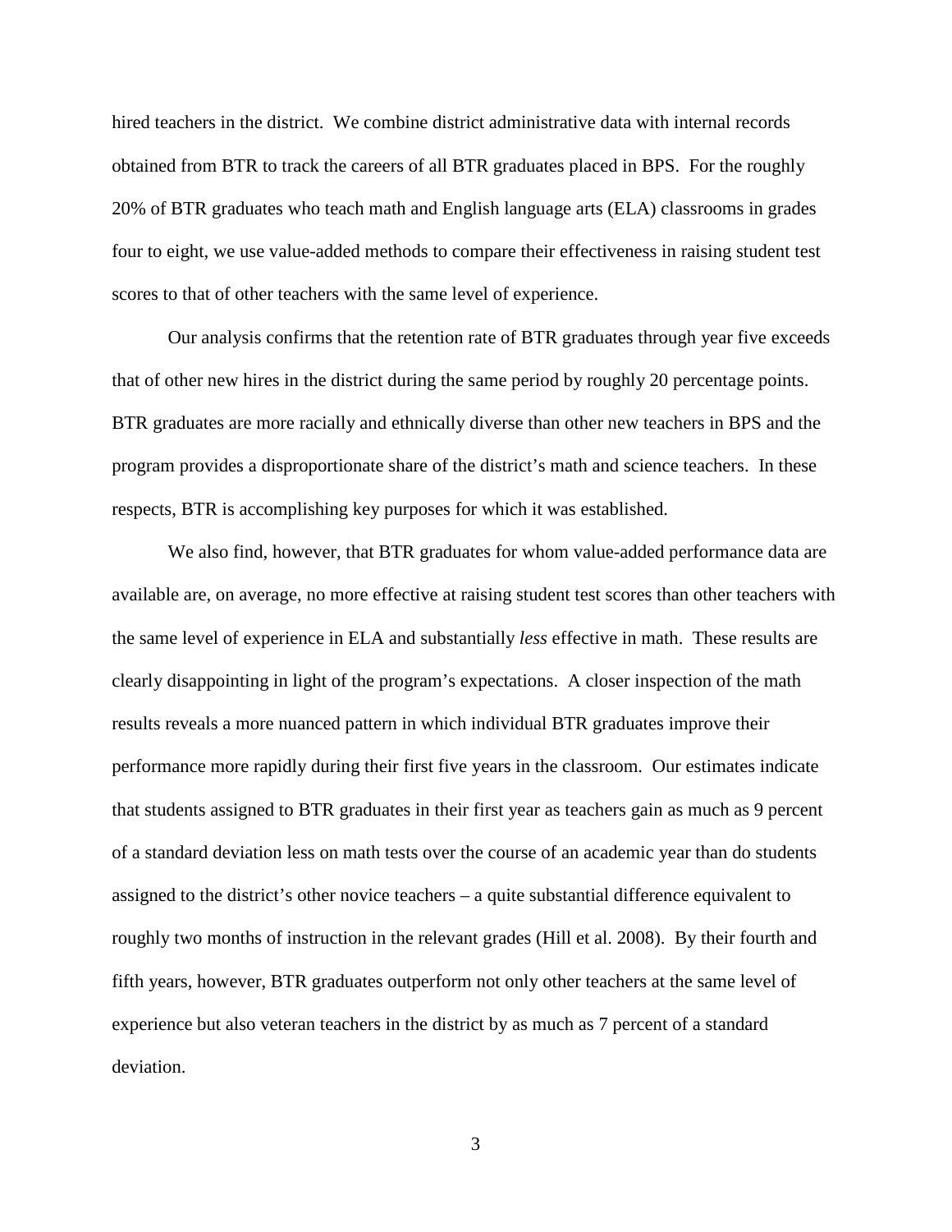hired teachers in the district. We combine district administrative data with internal records obtained from BTR to track the careers of all BTR graduates placed in BPS. For the roughly 20% of BTR graduates who teach math and English language arts (ELA) classrooms in grades four to eight, we use value-added methods to compare their effectiveness in raising student test scores to that of other teachers with the same level of experience.

Our analysis confirms that the retention rate of BTR graduates through year five exceeds that of other new hires in the district during the same period by roughly 20 percentage points. BTR graduates are more racially and ethnically diverse than other new teachers in BPS and the program provides a disproportionate share of the district's math and science teachers. In these respects, BTR is accomplishing key purposes for which it was established.

We also find, however, that BTR graduates for whom value-added performance data are available are, on average, no more effective at raising student test scores than other teachers with the same level of experience in ELA and substantially *less* effective in math. These results are clearly disappointing in light of the program's expectations. A closer inspection of the math results reveals a more nuanced pattern in which individual BTR graduates improve their performance more rapidly during their first five years in the classroom. Our estimates indicate that students assigned to BTR graduates in their first year as teachers gain as much as 9 percent of a standard deviation less on math tests over the course of an academic year than do students assigned to the district's other novice teachers – a quite substantial difference equivalent to roughly two months of instruction in the relevant grades (Hill et al. 2008). By their fourth and fifth years, however, BTR graduates outperform not only other teachers at the same level of experience but also veteran teachers in the district by as much as 7 percent of a standard deviation.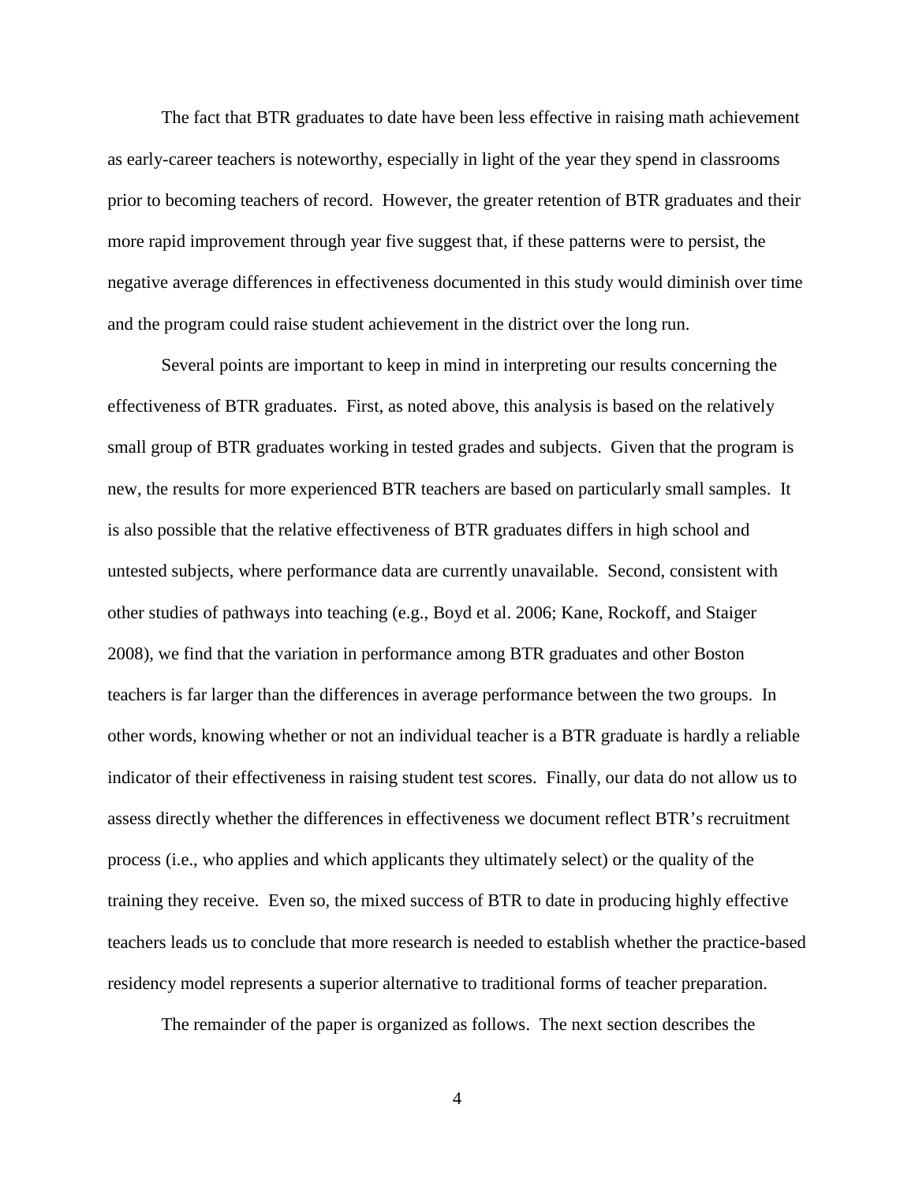The fact that BTR graduates to date have been less effective in raising math achievement as early-career teachers is noteworthy, especially in light of the year they spend in classrooms prior to becoming teachers of record. However, the greater retention of BTR graduates and their more rapid improvement through year five suggest that, if these patterns were to persist, the negative average differences in effectiveness documented in this study would diminish over time and the program could raise student achievement in the district over the long run.

Several points are important to keep in mind in interpreting our results concerning the effectiveness of BTR graduates. First, as noted above, this analysis is based on the relatively small group of BTR graduates working in tested grades and subjects. Given that the program is new, the results for more experienced BTR teachers are based on particularly small samples. It is also possible that the relative effectiveness of BTR graduates differs in high school and untested subjects, where performance data are currently unavailable. Second, consistent with other studies of pathways into teaching (e.g., Boyd et al. 2006; Kane, Rockoff, and Staiger 2008), we find that the variation in performance among BTR graduates and other Boston teachers is far larger than the differences in average performance between the two groups. In other words, knowing whether or not an individual teacher is a BTR graduate is hardly a reliable indicator of their effectiveness in raising student test scores. Finally, our data do not allow us to assess directly whether the differences in effectiveness we document reflect BTR's recruitment process (i.e., who applies and which applicants they ultimately select) or the quality of the training they receive. Even so, the mixed success of BTR to date in producing highly effective teachers leads us to conclude that more research is needed to establish whether the practice-based residency model represents a superior alternative to traditional forms of teacher preparation.

The remainder of the paper is organized as follows. The next section describes the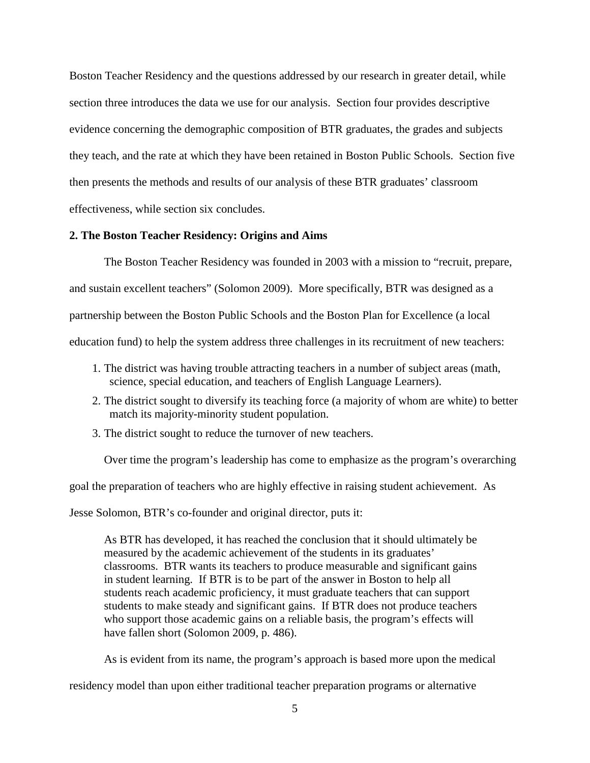Boston Teacher Residency and the questions addressed by our research in greater detail, while section three introduces the data we use for our analysis. Section four provides descriptive evidence concerning the demographic composition of BTR graduates, the grades and subjects they teach, and the rate at which they have been retained in Boston Public Schools. Section five then presents the methods and results of our analysis of these BTR graduates' classroom effectiveness, while section six concludes.

## 2. The Boston Teacher Residency: Origins and Aims

The Boston Teacher Residency was founded in 2003 with a mission to "recruit, prepare, and sustain excellent teachers" (Solomon 2009). More specifically, BTR was designed as a partnership between the Boston Public Schools and the Boston Plan for Excellence (a local education fund) to help the system address three challenges in its recruitment of new teachers:

1. The district was having trouble attracting teachers in a number of subject areas (math, science, special education, and teachers of English Language Learners).
2. The district sought to diversify its teaching force (a majority of whom are white) to better match its majority-minority student population.
3. The district sought to reduce the turnover of new teachers.

Over time the program's leadership has come to emphasize as the program's overarching goal the preparation of teachers who are highly effective in raising student achievement. As Jesse Solomon, BTR's co-founder and original director, puts it:

> As BTR has developed, it has reached the conclusion that it should ultimately be measured by the academic achievement of the students in its graduates' classrooms. BTR wants its teachers to produce measurable and significant gains in student learning. If BTR is to be part of the answer in Boston to help all students reach academic proficiency, it must graduate teachers that can support students to make steady and significant gains. If BTR does not produce teachers who support those academic gains on a reliable basis, the program's effects will have fallen short (Solomon 2009, p. 486).

As is evident from its name, the program's approach is based more upon the medical residency model than upon either traditional teacher preparation programs or alternative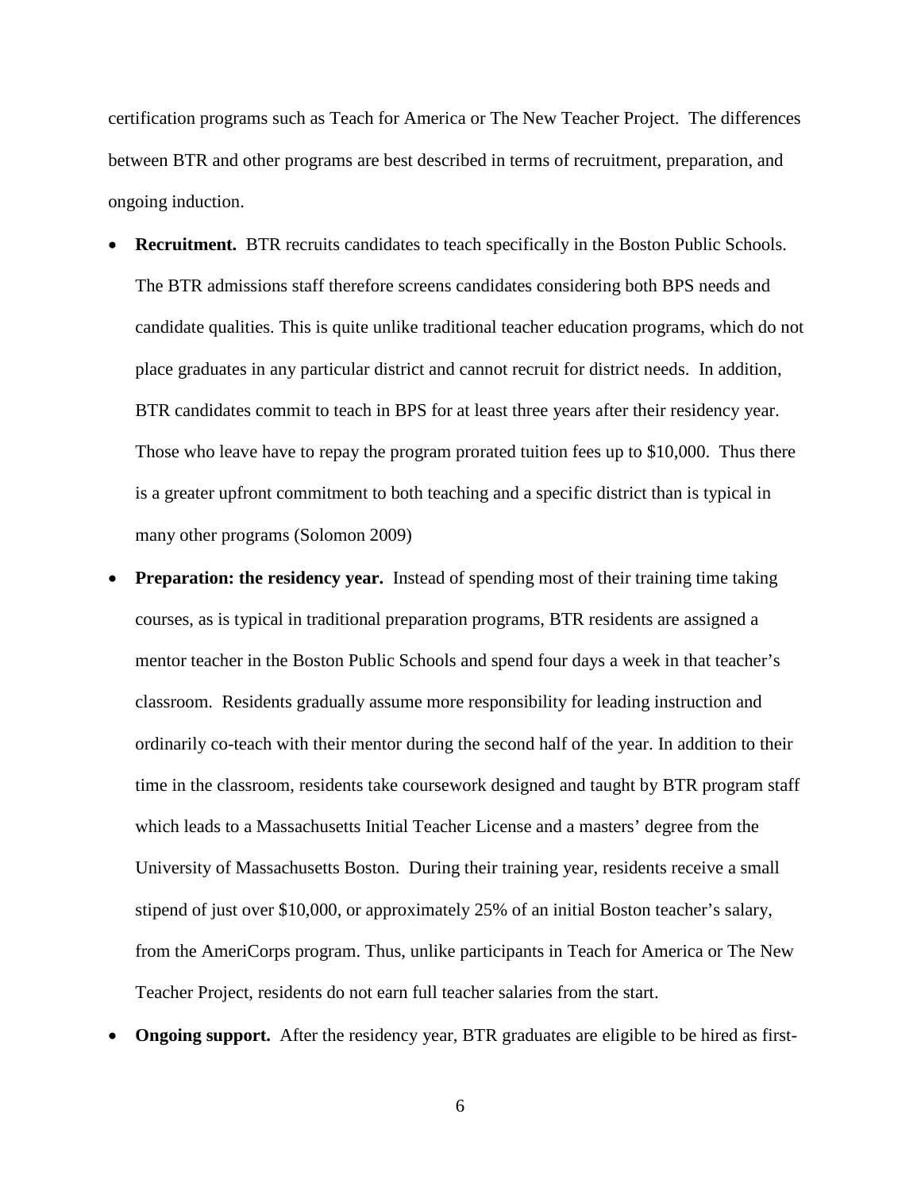certification programs such as Teach for America or The New Teacher Project. The differences between BTR and other programs are best described in terms of recruitment, preparation, and ongoing induction.

- **Recruitment.** BTR recruits candidates to teach specifically in the Boston Public Schools. The BTR admissions staff therefore screens candidates considering both BPS needs and candidate qualities. This is quite unlike traditional teacher education programs, which do not place graduates in any particular district and cannot recruit for district needs. In addition, BTR candidates commit to teach in BPS for at least three years after their residency year. Those who leave have to repay the program prorated tuition fees up to $10,000. Thus there is a greater upfront commitment to both teaching and a specific district than is typical in many other programs (Solomon 2009)
- **Preparation: the residency year.** Instead of spending most of their training time taking courses, as is typical in traditional preparation programs, BTR residents are assigned a mentor teacher in the Boston Public Schools and spend four days a week in that teacher's classroom. Residents gradually assume more responsibility for leading instruction and ordinarily co-teach with their mentor during the second half of the year. In addition to their time in the classroom, residents take coursework designed and taught by BTR program staff which leads to a Massachusetts Initial Teacher License and a masters' degree from the University of Massachusetts Boston. During their training year, residents receive a small stipend of just over $10,000, or approximately 25% of an initial Boston teacher's salary, from the AmeriCorps program. Thus, unlike participants in Teach for America or The New Teacher Project, residents do not earn full teacher salaries from the start.
- **Ongoing support.** After the residency year, BTR graduates are eligible to be hired as first-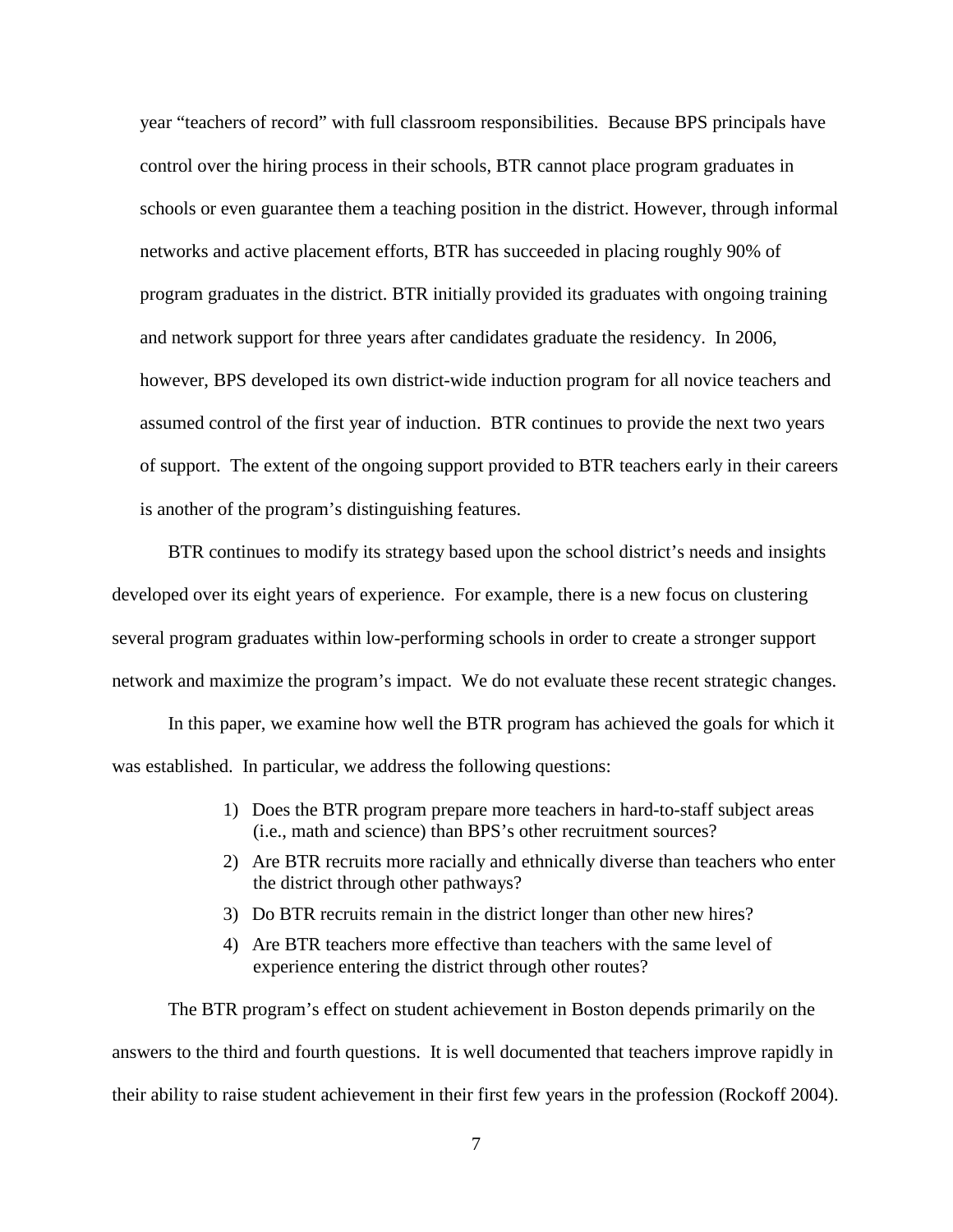year "teachers of record" with full classroom responsibilities. Because BPS principals have control over the hiring process in their schools, BTR cannot place program graduates in schools or even guarantee them a teaching position in the district. However, through informal networks and active placement efforts, BTR has succeeded in placing roughly 90% of program graduates in the district. BTR initially provided its graduates with ongoing training and network support for three years after candidates graduate the residency. In 2006, however, BPS developed its own district-wide induction program for all novice teachers and assumed control of the first year of induction. BTR continues to provide the next two years of support. The extent of the ongoing support provided to BTR teachers early in their careers is another of the program's distinguishing features.

BTR continues to modify its strategy based upon the school district's needs and insights developed over its eight years of experience. For example, there is a new focus on clustering several program graduates within low-performing schools in order to create a stronger support network and maximize the program's impact. We do not evaluate these recent strategic changes.

In this paper, we examine how well the BTR program has achieved the goals for which it was established. In particular, we address the following questions:

1) Does the BTR program prepare more teachers in hard-to-staff subject areas (i.e., math and science) than BPS's other recruitment sources?
2) Are BTR recruits more racially and ethnically diverse than teachers who enter the district through other pathways?
3) Do BTR recruits remain in the district longer than other new hires?
4) Are BTR teachers more effective than teachers with the same level of experience entering the district through other routes?

The BTR program's effect on student achievement in Boston depends primarily on the answers to the third and fourth questions. It is well documented that teachers improve rapidly in their ability to raise student achievement in their first few years in the profession (Rockoff 2004).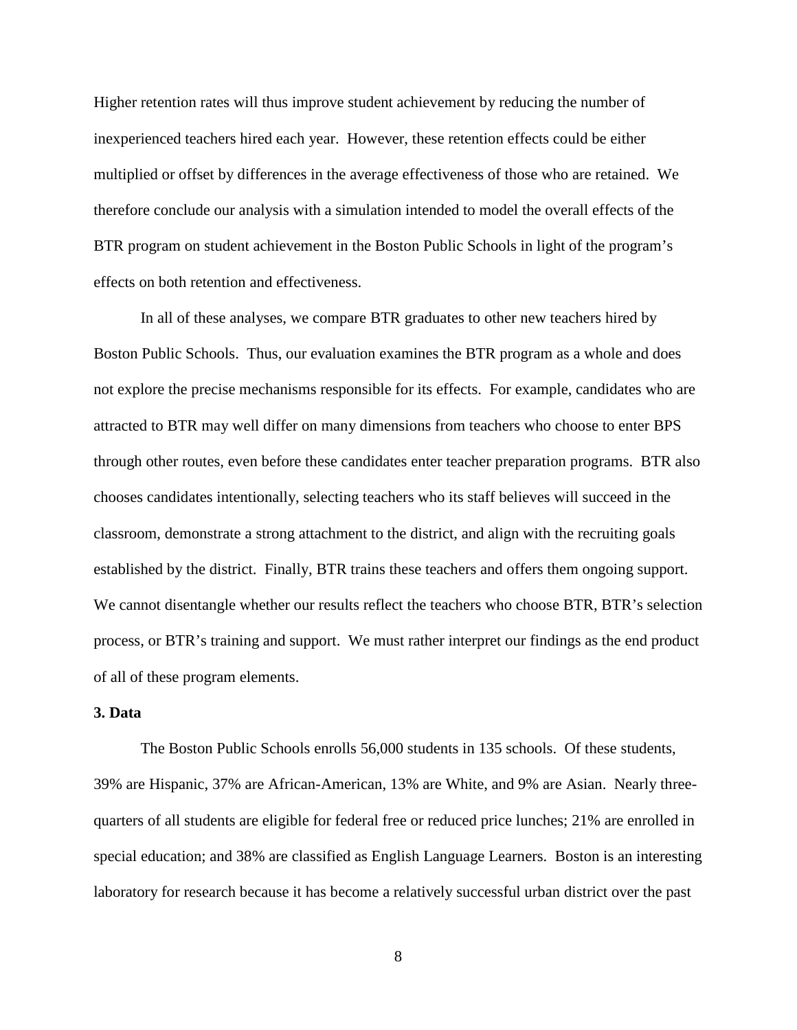Higher retention rates will thus improve student achievement by reducing the number of inexperienced teachers hired each year. However, these retention effects could be either multiplied or offset by differences in the average effectiveness of those who are retained. We therefore conclude our analysis with a simulation intended to model the overall effects of the BTR program on student achievement in the Boston Public Schools in light of the program's effects on both retention and effectiveness.

In all of these analyses, we compare BTR graduates to other new teachers hired by Boston Public Schools. Thus, our evaluation examines the BTR program as a whole and does not explore the precise mechanisms responsible for its effects. For example, candidates who are attracted to BTR may well differ on many dimensions from teachers who choose to enter BPS through other routes, even before these candidates enter teacher preparation programs. BTR also chooses candidates intentionally, selecting teachers who its staff believes will succeed in the classroom, demonstrate a strong attachment to the district, and align with the recruiting goals established by the district. Finally, BTR trains these teachers and offers them ongoing support. We cannot disentangle whether our results reflect the teachers who choose BTR, BTR's selection process, or BTR's training and support. We must rather interpret our findings as the end product of all of these program elements.

## 3. Data

The Boston Public Schools enrolls 56,000 students in 135 schools. Of these students, 39% are Hispanic, 37% are African-American, 13% are White, and 9% are Asian. Nearly three-quarters of all students are eligible for federal free or reduced price lunches; 21% are enrolled in special education; and 38% are classified as English Language Learners. Boston is an interesting laboratory for research because it has become a relatively successful urban district over the past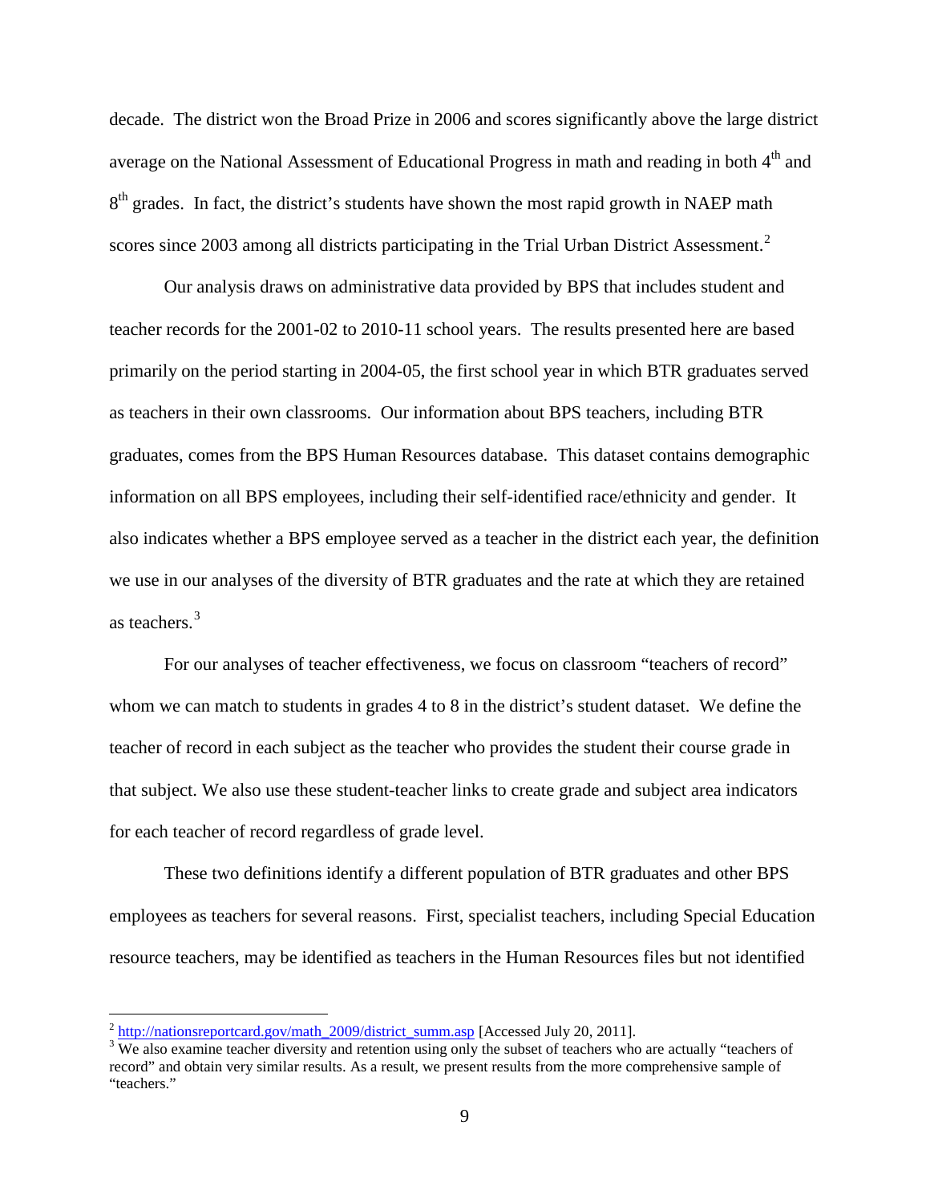decade. The district won the Broad Prize in 2006 and scores significantly above the large district average on the National Assessment of Educational Progress in math and reading in both $4^{th}$ and $8^{th}$ grades. In fact, the district's students have shown the most rapid growth in NAEP math scores since 2003 among all districts participating in the Trial Urban District Assessment.[2]

Our analysis draws on administrative data provided by BPS that includes student and teacher records for the 2001-02 to 2010-11 school years. The results presented here are based primarily on the period starting in 2004-05, the first school year in which BTR graduates served as teachers in their own classrooms. Our information about BPS teachers, including BTR graduates, comes from the BPS Human Resources database. This dataset contains demographic information on all BPS employees, including their self-identified race/ethnicity and gender. It also indicates whether a BPS employee served as a teacher in the district each year, the definition we use in our analyses of the diversity of BTR graduates and the rate at which they are retained as teachers.[3]

For our analyses of teacher effectiveness, we focus on classroom "teachers of record" whom we can match to students in grades 4 to 8 in the district's student dataset. We define the teacher of record in each subject as the teacher who provides the student their course grade in that subject. We also use these student-teacher links to create grade and subject area indicators for each teacher of record regardless of grade level.

These two definitions identify a different population of BTR graduates and other BPS employees as teachers for several reasons. First, specialist teachers, including Special Education resource teachers, may be identified as teachers in the Human Resources files but not identified

---

[2] http://nationsreportcard.gov/math_2009/district_summ.asp [Accessed July 20, 2011].

[3] We also examine teacher diversity and retention using only the subset of teachers who are actually "teachers of record" and obtain very similar results. As a result, we present results from the more comprehensive sample of "teachers."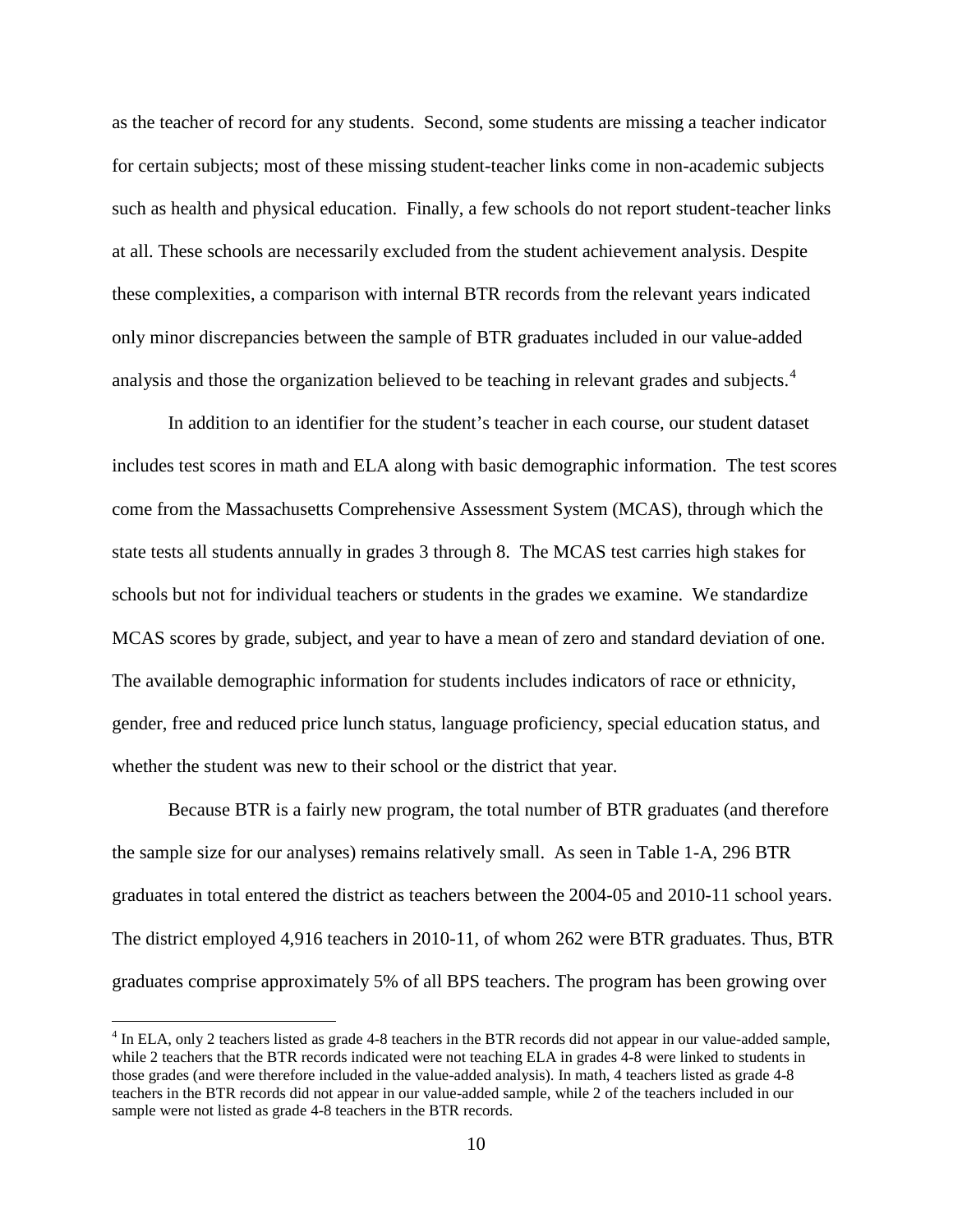as the teacher of record for any students. Second, some students are missing a teacher indicator for certain subjects; most of these missing student-teacher links come in non-academic subjects such as health and physical education. Finally, a few schools do not report student-teacher links at all. These schools are necessarily excluded from the student achievement analysis. Despite these complexities, a comparison with internal BTR records from the relevant years indicated only minor discrepancies between the sample of BTR graduates included in our value-added analysis and those the organization believed to be teaching in relevant grades and subjects.[4]

In addition to an identifier for the student's teacher in each course, our student dataset includes test scores in math and ELA along with basic demographic information. The test scores come from the Massachusetts Comprehensive Assessment System (MCAS), through which the state tests all students annually in grades 3 through 8. The MCAS test carries high stakes for schools but not for individual teachers or students in the grades we examine. We standardize MCAS scores by grade, subject, and year to have a mean of zero and standard deviation of one. The available demographic information for students includes indicators of race or ethnicity, gender, free and reduced price lunch status, language proficiency, special education status, and whether the student was new to their school or the district that year.

Because BTR is a fairly new program, the total number of BTR graduates (and therefore the sample size for our analyses) remains relatively small. As seen in Table 1-A, 296 BTR graduates in total entered the district as teachers between the 2004-05 and 2010-11 school years. The district employed 4,916 teachers in 2010-11, of whom 262 were BTR graduates. Thus, BTR graduates comprise approximately 5% of all BPS teachers. The program has been growing over

[4] In ELA, only 2 teachers listed as grade 4-8 teachers in the BTR records did not appear in our value-added sample, while 2 teachers that the BTR records indicated were not teaching ELA in grades 4-8 were linked to students in those grades (and were therefore included in the value-added analysis). In math, 4 teachers listed as grade 4-8 teachers in the BTR records did not appear in our value-added sample, while 2 of the teachers included in our sample were not listed as grade 4-8 teachers in the BTR records.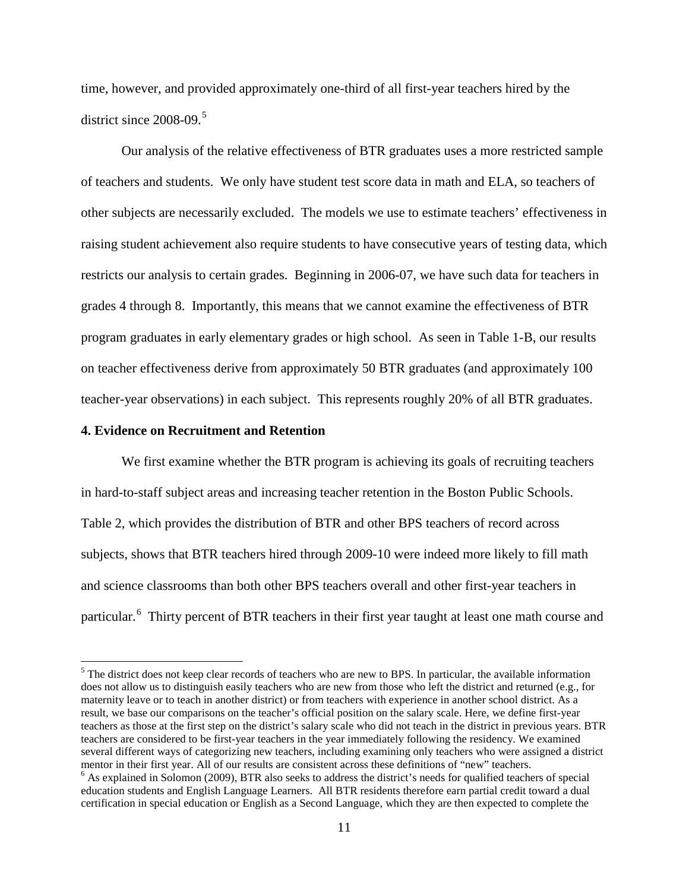time, however, and provided approximately one-third of all first-year teachers hired by the district since 2008-09.[5]

Our analysis of the relative effectiveness of BTR graduates uses a more restricted sample of teachers and students. We only have student test score data in math and ELA, so teachers of other subjects are necessarily excluded. The models we use to estimate teachers' effectiveness in raising student achievement also require students to have consecutive years of testing data, which restricts our analysis to certain grades. Beginning in 2006-07, we have such data for teachers in grades 4 through 8. Importantly, this means that we cannot examine the effectiveness of BTR program graduates in early elementary grades or high school. As seen in Table 1-B, our results on teacher effectiveness derive from approximately 50 BTR graduates (and approximately 100 teacher-year observations) in each subject. This represents roughly 20% of all BTR graduates.

## 4. Evidence on Recruitment and Retention

We first examine whether the BTR program is achieving its goals of recruiting teachers in hard-to-staff subject areas and increasing teacher retention in the Boston Public Schools. Table 2, which provides the distribution of BTR and other BPS teachers of record across subjects, shows that BTR teachers hired through 2009-10 were indeed more likely to fill math and science classrooms than both other BPS teachers overall and other first-year teachers in particular.[6] Thirty percent of BTR teachers in their first year taught at least one math course and

---

[5] The district does not keep clear records of teachers who are new to BPS. In particular, the available information does not allow us to distinguish easily teachers who are new from those who left the district and returned (e.g., for maternity leave or to teach in another district) or from teachers with experience in another school district. As a result, we base our comparisons on the teacher's official position on the salary scale. Here, we define first-year teachers as those at the first step on the district's salary scale who did not teach in the district in previous years. BTR teachers are considered to be first-year teachers in the year immediately following the residency. We examined several different ways of categorizing new teachers, including examining only teachers who were assigned a district mentor in their first year. All of our results are consistent across these definitions of "new" teachers.

[6] As explained in Solomon (2009), BTR also seeks to address the district's needs for qualified teachers of special education students and English Language Learners. All BTR residents therefore earn partial credit toward a dual certification in special education or English as a Second Language, which they are then expected to complete the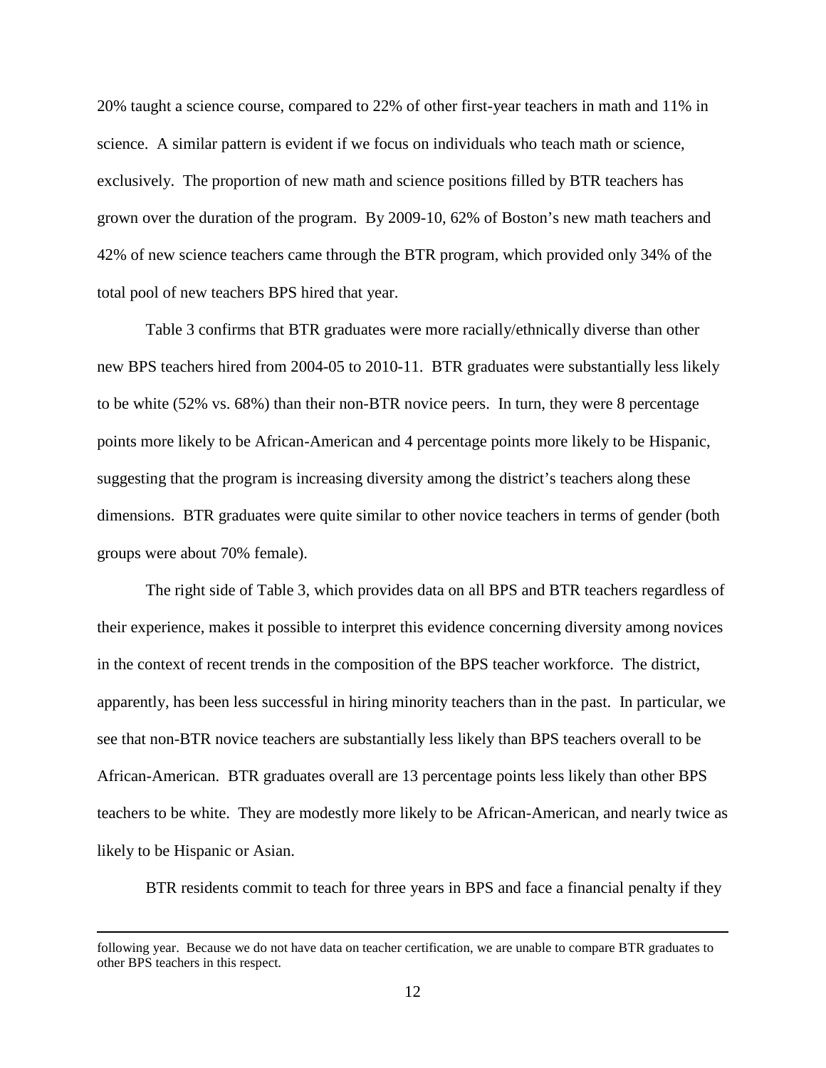20% taught a science course, compared to 22% of other first-year teachers in math and 11% in science. A similar pattern is evident if we focus on individuals who teach math or science, exclusively. The proportion of new math and science positions filled by BTR teachers has grown over the duration of the program. By 2009-10, 62% of Boston's new math teachers and 42% of new science teachers came through the BTR program, which provided only 34% of the total pool of new teachers BPS hired that year.

Table 3 confirms that BTR graduates were more racially/ethnically diverse than other new BPS teachers hired from 2004-05 to 2010-11. BTR graduates were substantially less likely to be white (52% vs. 68%) than their non-BTR novice peers. In turn, they were 8 percentage points more likely to be African-American and 4 percentage points more likely to be Hispanic, suggesting that the program is increasing diversity among the district's teachers along these dimensions. BTR graduates were quite similar to other novice teachers in terms of gender (both groups were about 70% female).

The right side of Table 3, which provides data on all BPS and BTR teachers regardless of their experience, makes it possible to interpret this evidence concerning diversity among novices in the context of recent trends in the composition of the BPS teacher workforce. The district, apparently, has been less successful in hiring minority teachers than in the past. In particular, we see that non-BTR novice teachers are substantially less likely than BPS teachers overall to be African-American. BTR graduates overall are 13 percentage points less likely than other BPS teachers to be white. They are modestly more likely to be African-American, and nearly twice as likely to be Hispanic or Asian.

BTR residents commit to teach for three years in BPS and face a financial penalty if they

---

following year. Because we do not have data on teacher certification, we are unable to compare BTR graduates to other BPS teachers in this respect.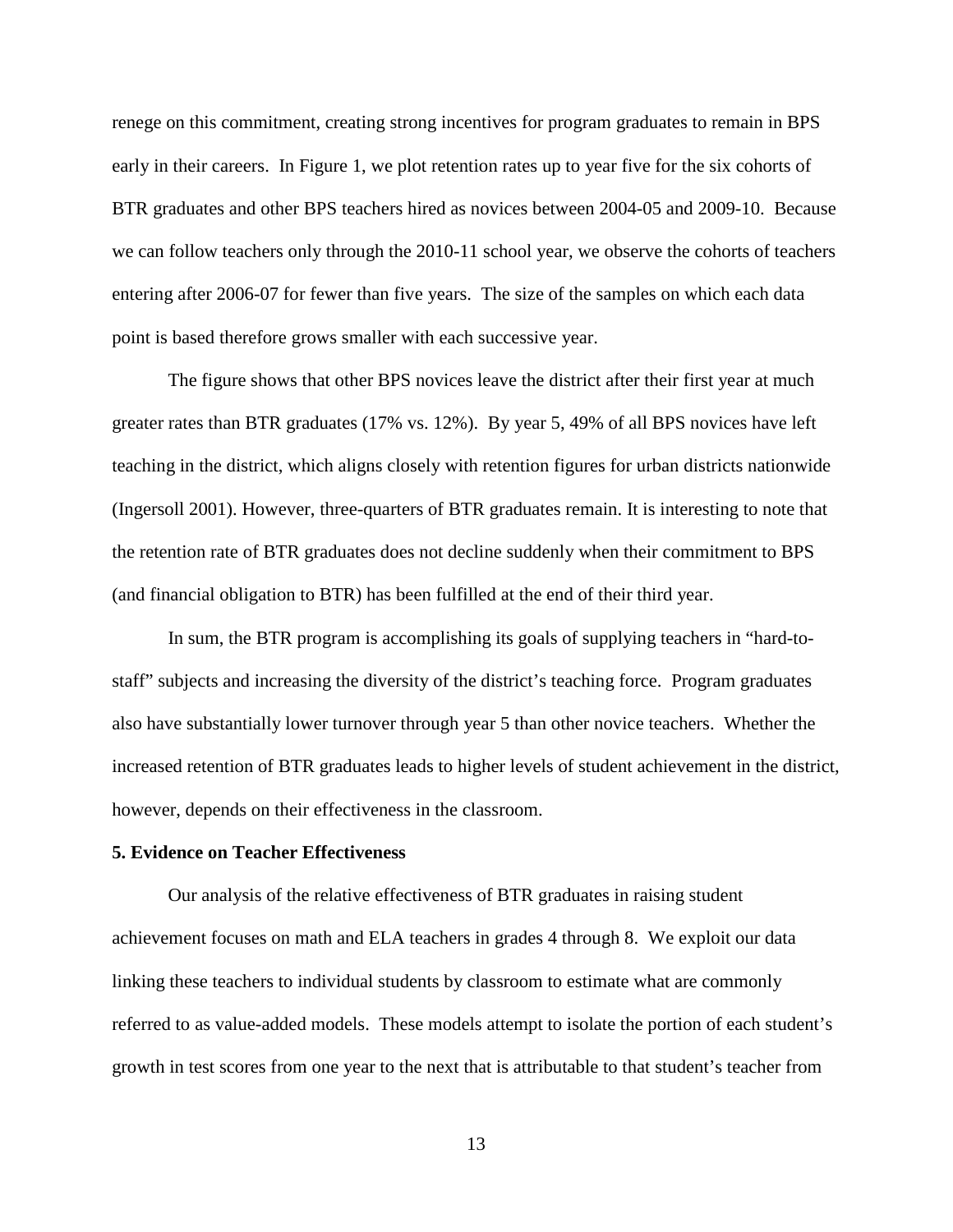renege on this commitment, creating strong incentives for program graduates to remain in BPS early in their careers. In Figure 1, we plot retention rates up to year five for the six cohorts of BTR graduates and other BPS teachers hired as novices between 2004-05 and 2009-10. Because we can follow teachers only through the 2010-11 school year, we observe the cohorts of teachers entering after 2006-07 for fewer than five years. The size of the samples on which each data point is based therefore grows smaller with each successive year.

The figure shows that other BPS novices leave the district after their first year at much greater rates than BTR graduates (17% vs. 12%). By year 5, 49% of all BPS novices have left teaching in the district, which aligns closely with retention figures for urban districts nationwide (Ingersoll 2001). However, three-quarters of BTR graduates remain. It is interesting to note that the retention rate of BTR graduates does not decline suddenly when their commitment to BPS (and financial obligation to BTR) has been fulfilled at the end of their third year.

In sum, the BTR program is accomplishing its goals of supplying teachers in "hard-to-staff" subjects and increasing the diversity of the district's teaching force. Program graduates also have substantially lower turnover through year 5 than other novice teachers. Whether the increased retention of BTR graduates leads to higher levels of student achievement in the district, however, depends on their effectiveness in the classroom.

## 5. Evidence on Teacher Effectiveness

Our analysis of the relative effectiveness of BTR graduates in raising student achievement focuses on math and ELA teachers in grades 4 through 8. We exploit our data linking these teachers to individual students by classroom to estimate what are commonly referred to as value-added models. These models attempt to isolate the portion of each student's growth in test scores from one year to the next that is attributable to that student's teacher from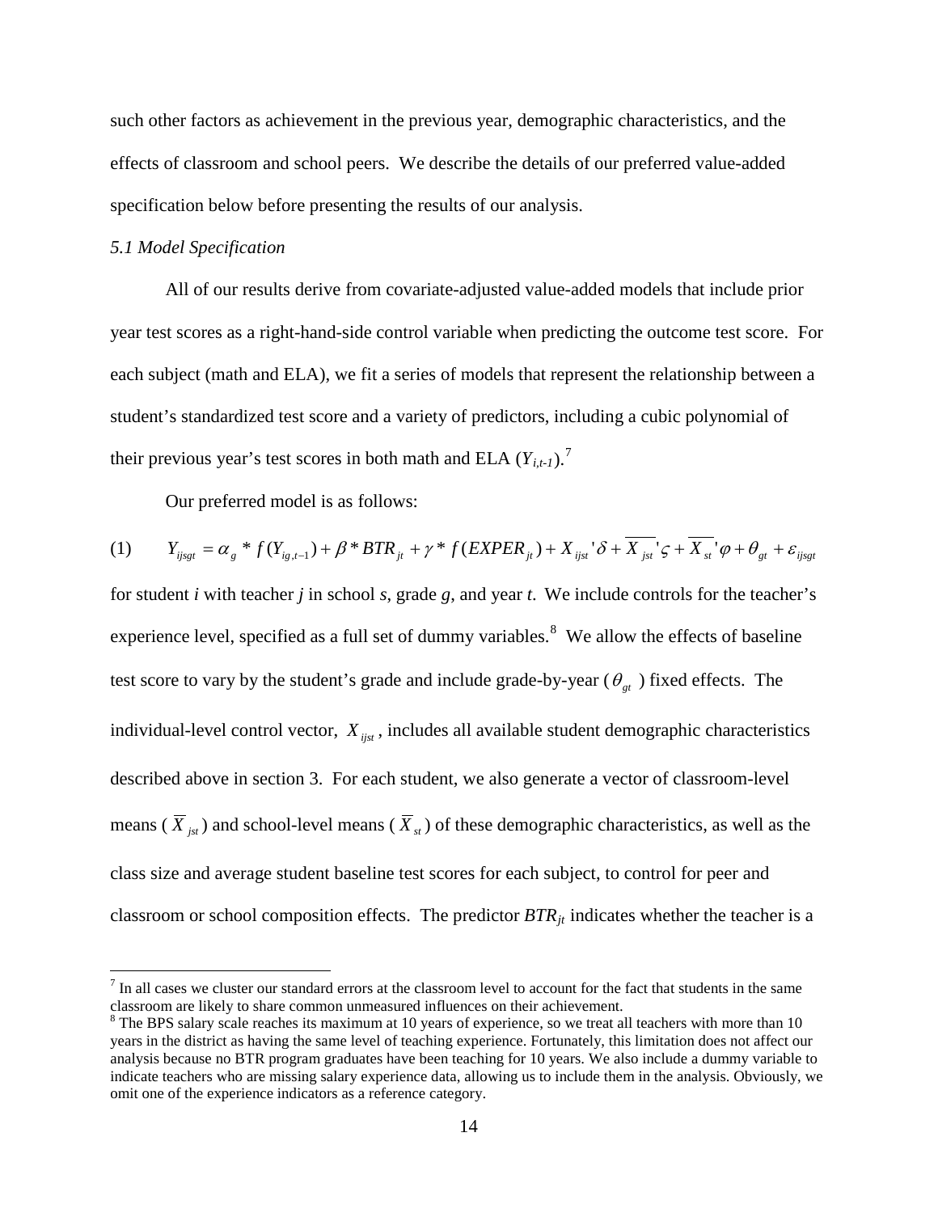such other factors as achievement in the previous year, demographic characteristics, and the effects of classroom and school peers. We describe the details of our preferred value-added specification below before presenting the results of our analysis.

### *5.1 Model Specification*

All of our results derive from covariate-adjusted value-added models that include prior year test scores as a right-hand-side control variable when predicting the outcome test score. For each subject (math and ELA), we fit a series of models that represent the relationship between a student's standardized test score and a variety of predictors, including a cubic polynomial of their previous year's test scores in both math and ELA ($Y_{i,t-1}$).[7]

Our preferred model is as follows:

$$(1) \qquad Y_{ijsgt} = \alpha_g * f(Y_{ig,t-1}) + \beta * BTR_{jt} + \gamma * f(EXPER_{jt}) + X_{ijst}'\delta + \overline{X_{jst}}'\varsigma + \overline{X_{st}}'\varphi + \theta_{gt} + \varepsilon_{ijsgt}$$

for student *i* with teacher *j* in school *s*, grade *g*, and year *t*. We include controls for the teacher's experience level, specified as a full set of dummy variables.[8] We allow the effects of baseline test score to vary by the student's grade and include grade-by-year ($\theta_{gt}$) fixed effects. The individual-level control vector, $X_{ijst}$, includes all available student demographic characteristics described above in section 3. For each student, we also generate a vector of classroom-level means ($\overline{X}_{jst}$) and school-level means ($\overline{X}_{st}$) of these demographic characteristics, as well as the class size and average student baseline test scores for each subject, to control for peer and classroom or school composition effects. The predictor $BTR_{jt}$ indicates whether the teacher is a

[7] In all cases we cluster our standard errors at the classroom level to account for the fact that students in the same classroom are likely to share common unmeasured influences on their achievement.

[8] The BPS salary scale reaches its maximum at 10 years of experience, so we treat all teachers with more than 10 years in the district as having the same level of teaching experience. Fortunately, this limitation does not affect our analysis because no BTR program graduates have been teaching for 10 years. We also include a dummy variable to indicate teachers who are missing salary experience data, allowing us to include them in the analysis. Obviously, we omit one of the experience indicators as a reference category.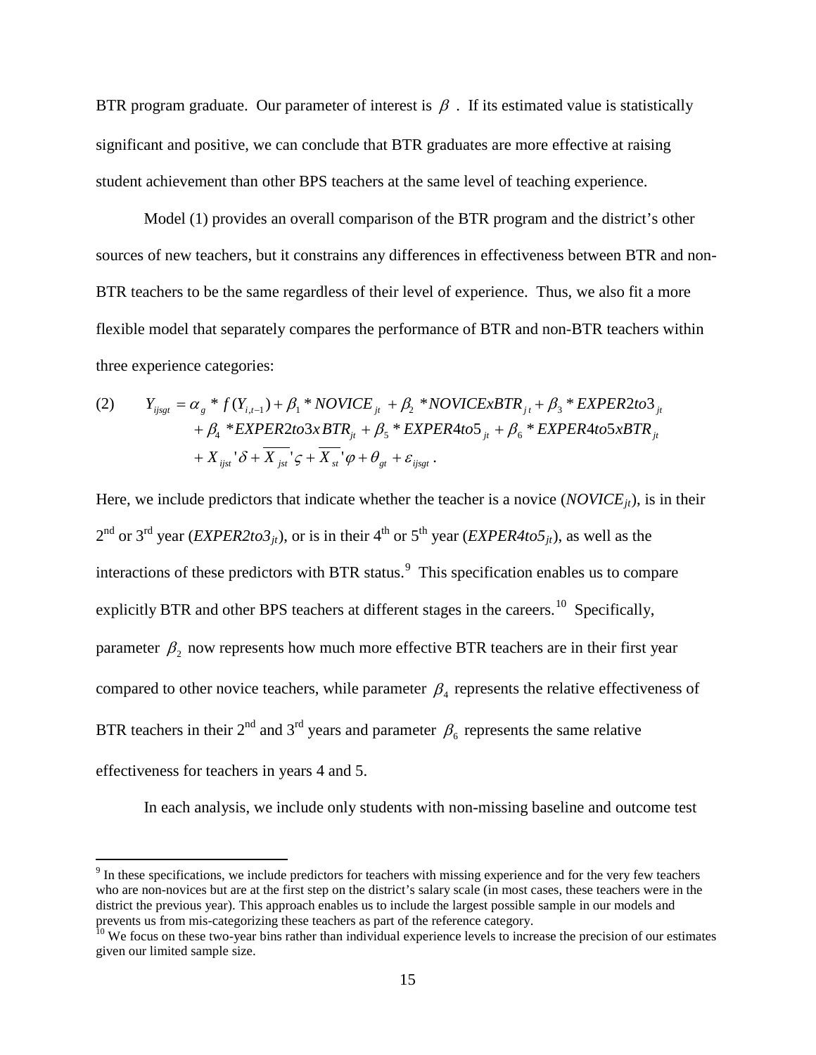BTR program graduate. Our parameter of interest is $\beta$. If its estimated value is statistically significant and positive, we can conclude that BTR graduates are more effective at raising student achievement than other BPS teachers at the same level of teaching experience.

Model (1) provides an overall comparison of the BTR program and the district's other sources of new teachers, but it constrains any differences in effectiveness between BTR and non-BTR teachers to be the same regardless of their level of experience. Thus, we also fit a more flexible model that separately compares the performance of BTR and non-BTR teachers within three experience categories:

$$
\begin{aligned}
(2) \qquad Y_{ijsgt} = {} & \alpha_g * f(Y_{i,t-1}) + \beta_1 * NOVICE_{jt} + \beta_2 * NOVICExBTR_{jt} + \beta_3 * EXPER2to3_{jt} \\
& + \beta_4 * EXPER2to3xBTR_{jt} + \beta_5 * EXPER4to5_{jt} + \beta_6 * EXPER4to5xBTR_{jt} \\
& + X_{ijst}'\delta + \overline{X_{jst}}'\varsigma + \overline{X_{st}}'\varphi + \theta_{gt} + \varepsilon_{ijsgt}.
\end{aligned}
$$

Here, we include predictors that indicate whether the teacher is a novice (*$NOVICE_{jt}$*), is in their 2nd or 3rd year (*$EXPER2to3_{jt}$*), or is in their 4th or 5th year (*$EXPER4to5_{jt}$*), as well as the interactions of these predictors with BTR status.[9] This specification enables us to compare explicitly BTR and other BPS teachers at different stages in the careers.[10] Specifically, parameter $\beta_2$ now represents how much more effective BTR teachers are in their first year compared to other novice teachers, while parameter $\beta_4$ represents the relative effectiveness of BTR teachers in their 2nd and 3rd years and parameter $\beta_6$ represents the same relative effectiveness for teachers in years 4 and 5.

In each analysis, we include only students with non-missing baseline and outcome test

[9] In these specifications, we include predictors for teachers with missing experience and for the very few teachers who are non-novices but are at the first step on the district's salary scale (in most cases, these teachers were in the district the previous year). This approach enables us to include the largest possible sample in our models and prevents us from mis-categorizing these teachers as part of the reference category.

[10] We focus on these two-year bins rather than individual experience levels to increase the precision of our estimates given our limited sample size.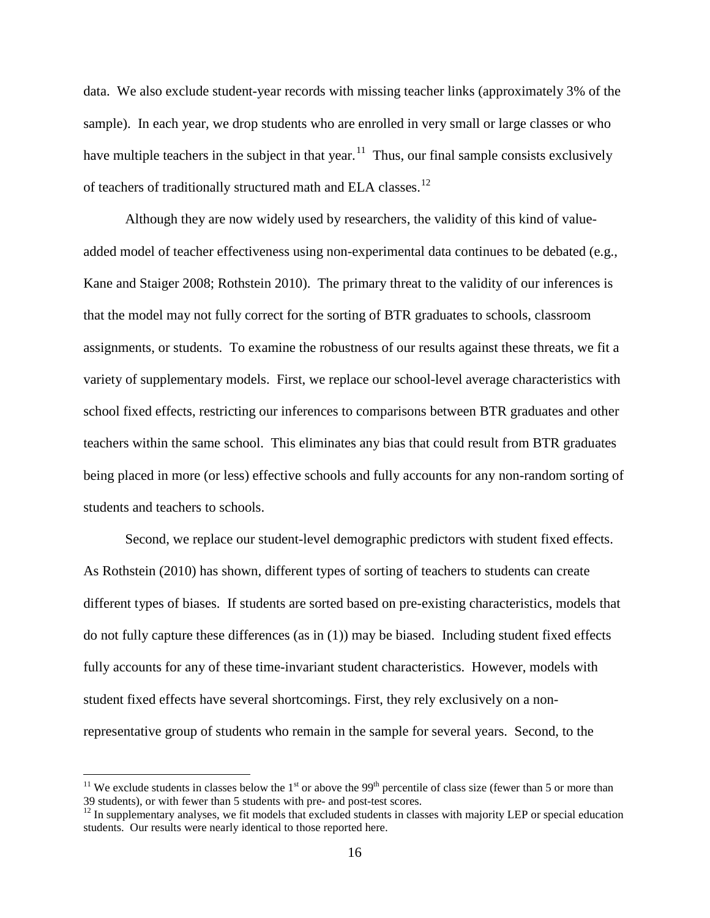data. We also exclude student-year records with missing teacher links (approximately 3% of the sample). In each year, we drop students who are enrolled in very small or large classes or who have multiple teachers in the subject in that year.[11] Thus, our final sample consists exclusively of teachers of traditionally structured math and ELA classes.[12]

Although they are now widely used by researchers, the validity of this kind of value-added model of teacher effectiveness using non-experimental data continues to be debated (e.g., Kane and Staiger 2008; Rothstein 2010). The primary threat to the validity of our inferences is that the model may not fully correct for the sorting of BTR graduates to schools, classroom assignments, or students. To examine the robustness of our results against these threats, we fit a variety of supplementary models. First, we replace our school-level average characteristics with school fixed effects, restricting our inferences to comparisons between BTR graduates and other teachers within the same school. This eliminates any bias that could result from BTR graduates being placed in more (or less) effective schools and fully accounts for any non-random sorting of students and teachers to schools.

Second, we replace our student-level demographic predictors with student fixed effects. As Rothstein (2010) has shown, different types of sorting of teachers to students can create different types of biases. If students are sorted based on pre-existing characteristics, models that do not fully capture these differences (as in (1)) may be biased. Including student fixed effects fully accounts for any of these time-invariant student characteristics. However, models with student fixed effects have several shortcomings. First, they rely exclusively on a non-representative group of students who remain in the sample for several years. Second, to the

---

[11] We exclude students in classes below the 1st or above the 99th percentile of class size (fewer than 5 or more than 39 students), or with fewer than 5 students with pre- and post-test scores.

[12] In supplementary analyses, we fit models that excluded students in classes with majority LEP or special education students. Our results were nearly identical to those reported here.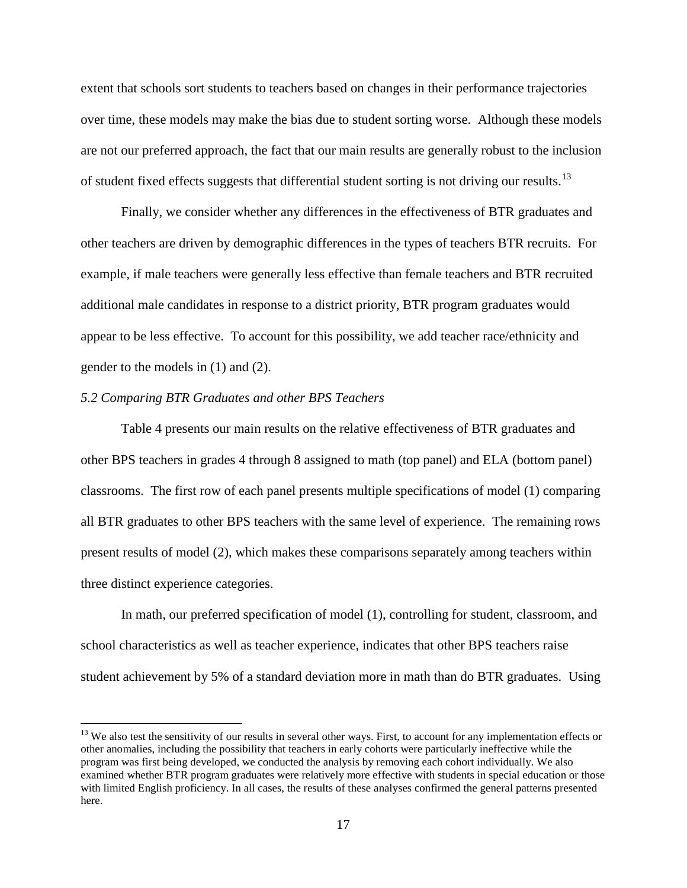extent that schools sort students to teachers based on changes in their performance trajectories over time, these models may make the bias due to student sorting worse. Although these models are not our preferred approach, the fact that our main results are generally robust to the inclusion of student fixed effects suggests that differential student sorting is not driving our results.[13]

Finally, we consider whether any differences in the effectiveness of BTR graduates and other teachers are driven by demographic differences in the types of teachers BTR recruits. For example, if male teachers were generally less effective than female teachers and BTR recruited additional male candidates in response to a district priority, BTR program graduates would appear to be less effective. To account for this possibility, we add teacher race/ethnicity and gender to the models in (1) and (2).

*5.2 Comparing BTR Graduates and other BPS Teachers*

Table 4 presents our main results on the relative effectiveness of BTR graduates and other BPS teachers in grades 4 through 8 assigned to math (top panel) and ELA (bottom panel) classrooms. The first row of each panel presents multiple specifications of model (1) comparing all BTR graduates to other BPS teachers with the same level of experience. The remaining rows present results of model (2), which makes these comparisons separately among teachers within three distinct experience categories.

In math, our preferred specification of model (1), controlling for student, classroom, and school characteristics as well as teacher experience, indicates that other BPS teachers raise student achievement by 5% of a standard deviation more in math than do BTR graduates. Using

[13] We also test the sensitivity of our results in several other ways. First, to account for any implementation effects or other anomalies, including the possibility that teachers in early cohorts were particularly ineffective while the program was first being developed, we conducted the analysis by removing each cohort individually. We also examined whether BTR program graduates were relatively more effective with students in special education or those with limited English proficiency. In all cases, the results of these analyses confirmed the general patterns presented here.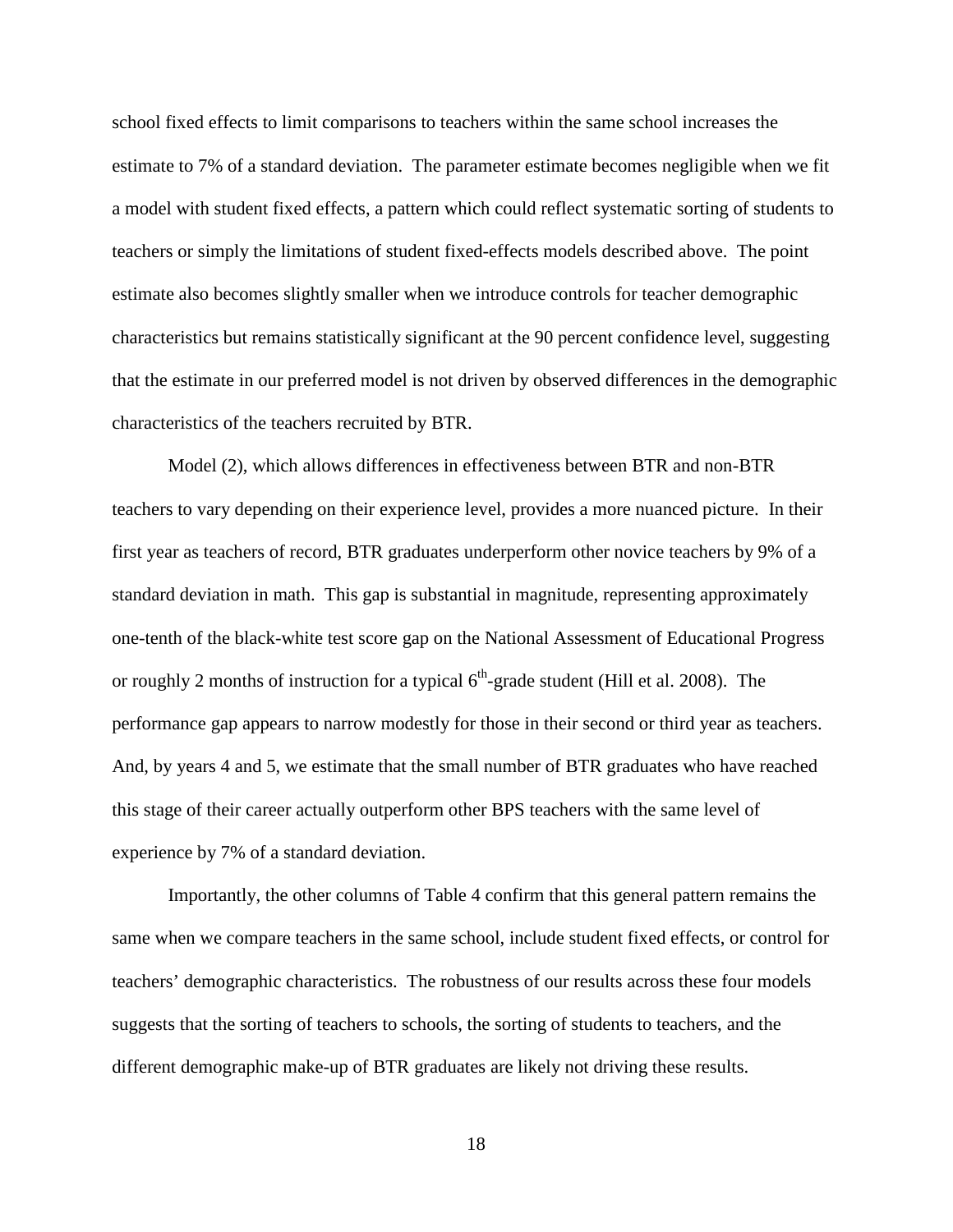school fixed effects to limit comparisons to teachers within the same school increases the estimate to 7% of a standard deviation. The parameter estimate becomes negligible when we fit a model with student fixed effects, a pattern which could reflect systematic sorting of students to teachers or simply the limitations of student fixed-effects models described above. The point estimate also becomes slightly smaller when we introduce controls for teacher demographic characteristics but remains statistically significant at the 90 percent confidence level, suggesting that the estimate in our preferred model is not driven by observed differences in the demographic characteristics of the teachers recruited by BTR.

Model (2), which allows differences in effectiveness between BTR and non-BTR teachers to vary depending on their experience level, provides a more nuanced picture. In their first year as teachers of record, BTR graduates underperform other novice teachers by 9% of a standard deviation in math. This gap is substantial in magnitude, representing approximately one-tenth of the black-white test score gap on the National Assessment of Educational Progress or roughly 2 months of instruction for a typical 6th-grade student (Hill et al. 2008). The performance gap appears to narrow modestly for those in their second or third year as teachers. And, by years 4 and 5, we estimate that the small number of BTR graduates who have reached this stage of their career actually outperform other BPS teachers with the same level of experience by 7% of a standard deviation.

Importantly, the other columns of Table 4 confirm that this general pattern remains the same when we compare teachers in the same school, include student fixed effects, or control for teachers' demographic characteristics. The robustness of our results across these four models suggests that the sorting of teachers to schools, the sorting of students to teachers, and the different demographic make-up of BTR graduates are likely not driving these results.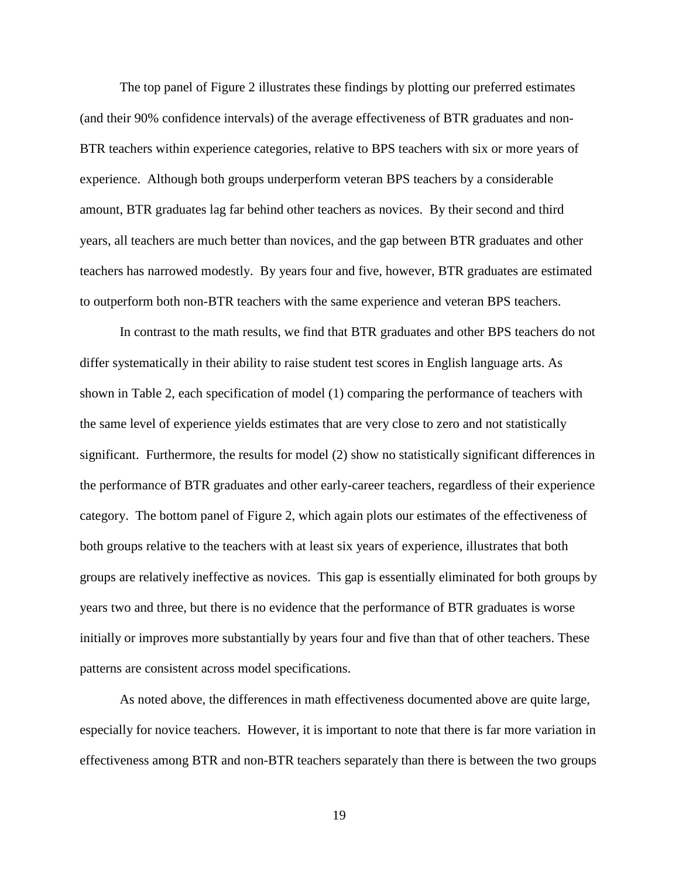The top panel of Figure 2 illustrates these findings by plotting our preferred estimates (and their 90% confidence intervals) of the average effectiveness of BTR graduates and non-BTR teachers within experience categories, relative to BPS teachers with six or more years of experience. Although both groups underperform veteran BPS teachers by a considerable amount, BTR graduates lag far behind other teachers as novices. By their second and third years, all teachers are much better than novices, and the gap between BTR graduates and other teachers has narrowed modestly. By years four and five, however, BTR graduates are estimated to outperform both non-BTR teachers with the same experience and veteran BPS teachers.

In contrast to the math results, we find that BTR graduates and other BPS teachers do not differ systematically in their ability to raise student test scores in English language arts. As shown in Table 2, each specification of model (1) comparing the performance of teachers with the same level of experience yields estimates that are very close to zero and not statistically significant. Furthermore, the results for model (2) show no statistically significant differences in the performance of BTR graduates and other early-career teachers, regardless of their experience category. The bottom panel of Figure 2, which again plots our estimates of the effectiveness of both groups relative to the teachers with at least six years of experience, illustrates that both groups are relatively ineffective as novices. This gap is essentially eliminated for both groups by years two and three, but there is no evidence that the performance of BTR graduates is worse initially or improves more substantially by years four and five than that of other teachers. These patterns are consistent across model specifications.

As noted above, the differences in math effectiveness documented above are quite large, especially for novice teachers. However, it is important to note that there is far more variation in effectiveness among BTR and non-BTR teachers separately than there is between the two groups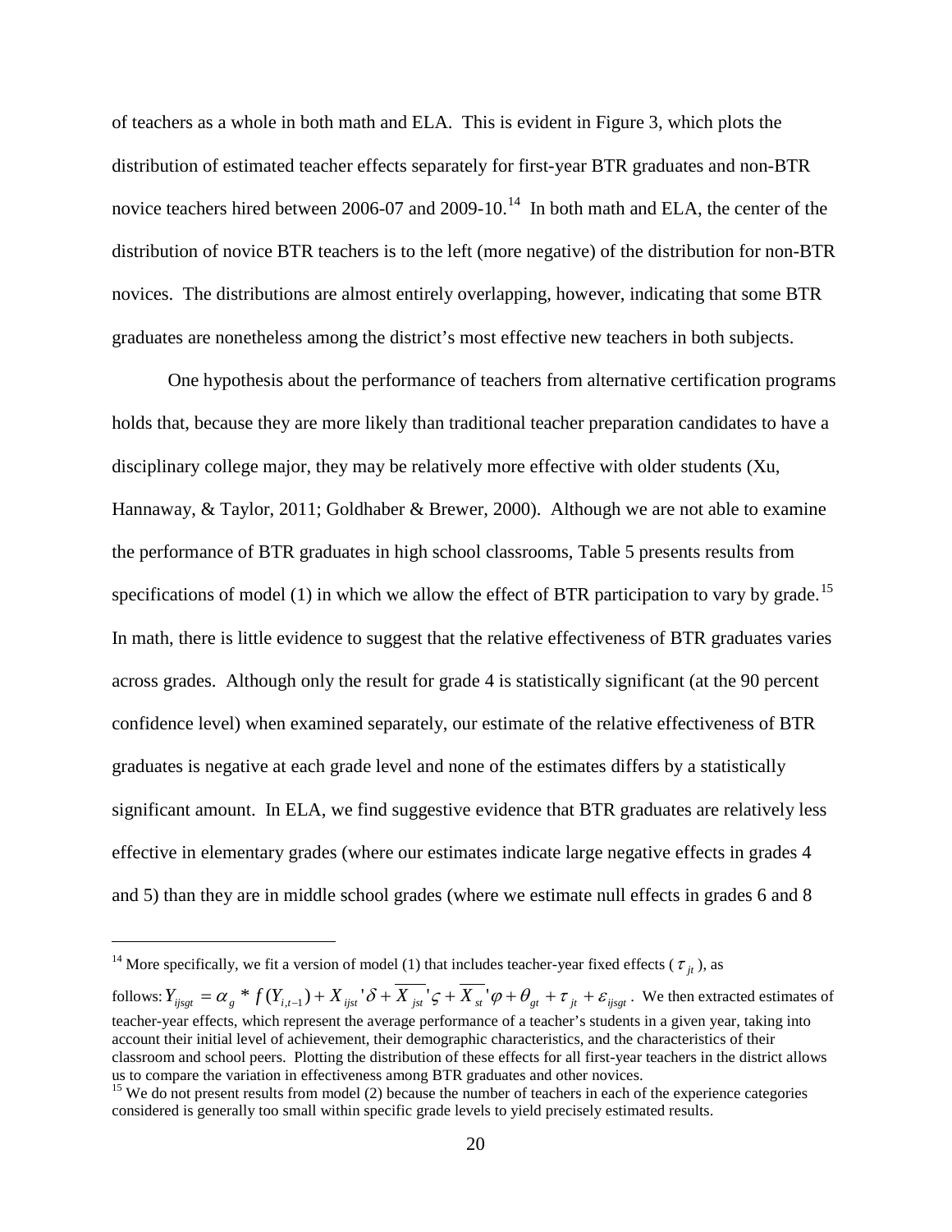of teachers as a whole in both math and ELA. This is evident in Figure 3, which plots the distribution of estimated teacher effects separately for first-year BTR graduates and non-BTR novice teachers hired between 2006-07 and 2009-10.[14] In both math and ELA, the center of the distribution of novice BTR teachers is to the left (more negative) of the distribution for non-BTR novices. The distributions are almost entirely overlapping, however, indicating that some BTR graduates are nonetheless among the district's most effective new teachers in both subjects.

One hypothesis about the performance of teachers from alternative certification programs holds that, because they are more likely than traditional teacher preparation candidates to have a disciplinary college major, they may be relatively more effective with older students (Xu, Hannaway, & Taylor, 2011; Goldhaber & Brewer, 2000). Although we are not able to examine the performance of BTR graduates in high school classrooms, Table 5 presents results from specifications of model (1) in which we allow the effect of BTR participation to vary by grade.[15] In math, there is little evidence to suggest that the relative effectiveness of BTR graduates varies across grades. Although only the result for grade 4 is statistically significant (at the 90 percent confidence level) when examined separately, our estimate of the relative effectiveness of BTR graduates is negative at each grade level and none of the estimates differs by a statistically significant amount. In ELA, we find suggestive evidence that BTR graduates are relatively less effective in elementary grades (where our estimates indicate large negative effects in grades 4 and 5) than they are in middle school grades (where we estimate null effects in grades 6 and 8

---

[14] More specifically, we fit a version of model (1) that includes teacher-year fixed effects ($\tau_{jt}$), as follows: $Y_{ijsgt} = \alpha_g * f(Y_{i,t-1}) + X_{ijst}'\delta + \overline{X_{jst}}'\varsigma + \overline{X_{st}}'\varphi + \theta_{gt} + \tau_{jt} + \varepsilon_{ijsgt}$. We then extracted estimates of teacher-year effects, which represent the average performance of a teacher's students in a given year, taking into account their initial level of achievement, their demographic characteristics, and the characteristics of their classroom and school peers. Plotting the distribution of these effects for all first-year teachers in the district allows us to compare the variation in effectiveness among BTR graduates and other novices.

[15] We do not present results from model (2) because the number of teachers in each of the experience categories considered is generally too small within specific grade levels to yield precisely estimated results.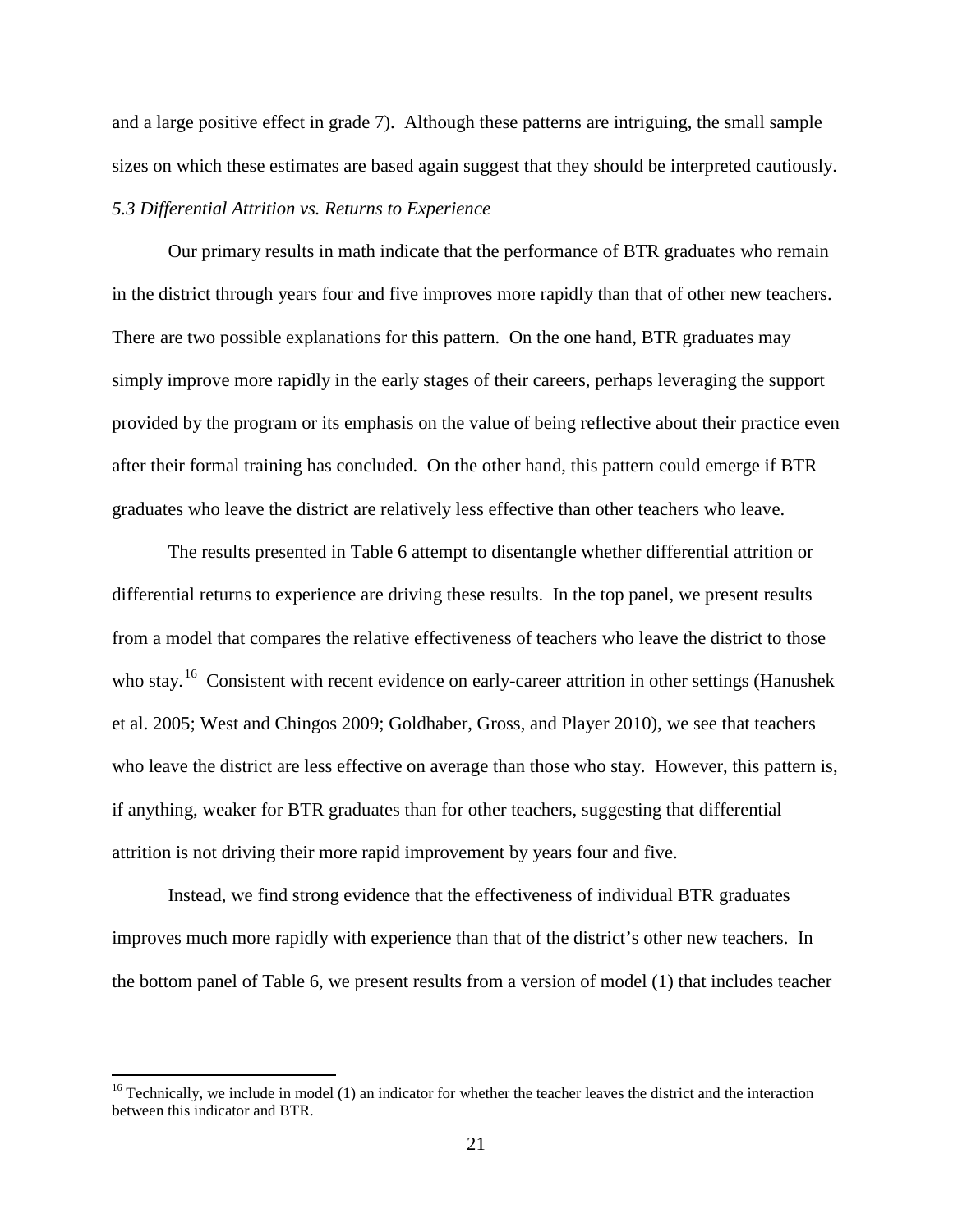and a large positive effect in grade 7). Although these patterns are intriguing, the small sample sizes on which these estimates are based again suggest that they should be interpreted cautiously.

### *5.3 Differential Attrition vs. Returns to Experience*

Our primary results in math indicate that the performance of BTR graduates who remain in the district through years four and five improves more rapidly than that of other new teachers. There are two possible explanations for this pattern. On the one hand, BTR graduates may simply improve more rapidly in the early stages of their careers, perhaps leveraging the support provided by the program or its emphasis on the value of being reflective about their practice even after their formal training has concluded. On the other hand, this pattern could emerge if BTR graduates who leave the district are relatively less effective than other teachers who leave.

The results presented in Table 6 attempt to disentangle whether differential attrition or differential returns to experience are driving these results. In the top panel, we present results from a model that compares the relative effectiveness of teachers who leave the district to those who stay.[16] Consistent with recent evidence on early-career attrition in other settings (Hanushek et al. 2005; West and Chingos 2009; Goldhaber, Gross, and Player 2010), we see that teachers who leave the district are less effective on average than those who stay. However, this pattern is, if anything, weaker for BTR graduates than for other teachers, suggesting that differential attrition is not driving their more rapid improvement by years four and five.

Instead, we find strong evidence that the effectiveness of individual BTR graduates improves much more rapidly with experience than that of the district's other new teachers. In the bottom panel of Table 6, we present results from a version of model (1) that includes teacher

---

[16] Technically, we include in model (1) an indicator for whether the teacher leaves the district and the interaction between this indicator and BTR.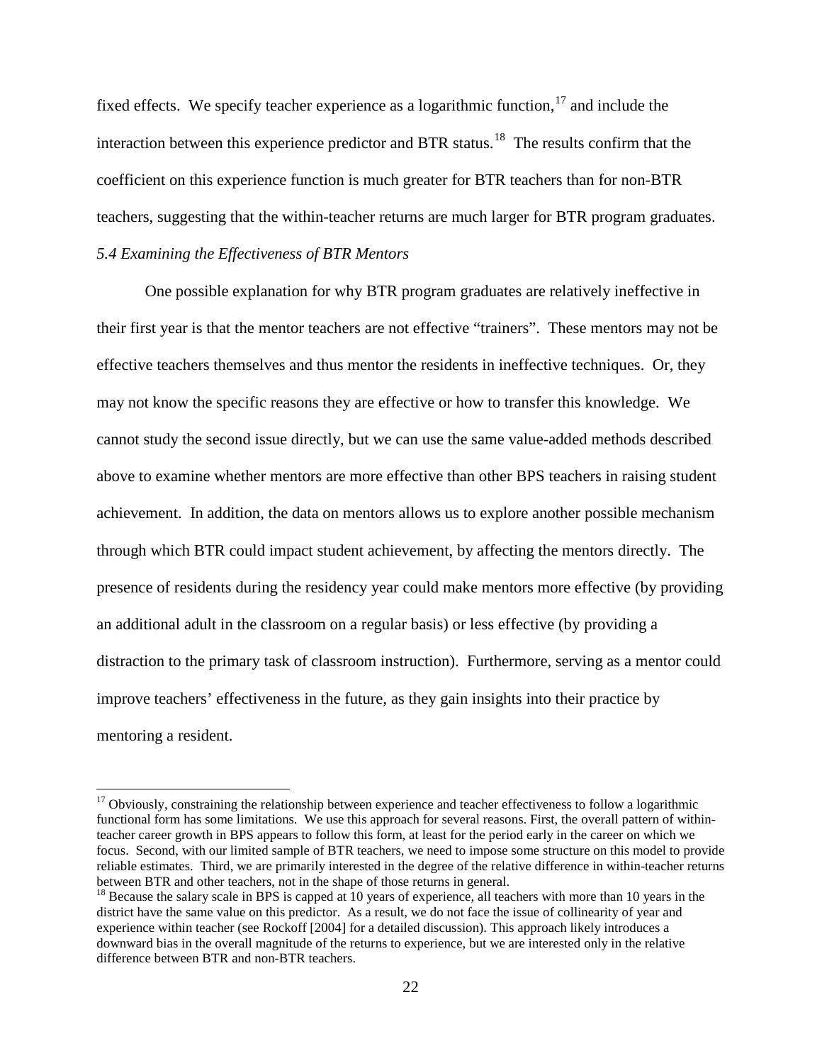fixed effects. We specify teacher experience as a logarithmic function,[17] and include the interaction between this experience predictor and BTR status.[18] The results confirm that the coefficient on this experience function is much greater for BTR teachers than for non-BTR teachers, suggesting that the within-teacher returns are much larger for BTR program graduates.

### *5.4 Examining the Effectiveness of BTR Mentors*

One possible explanation for why BTR program graduates are relatively ineffective in their first year is that the mentor teachers are not effective "trainers". These mentors may not be effective teachers themselves and thus mentor the residents in ineffective techniques. Or, they may not know the specific reasons they are effective or how to transfer this knowledge. We cannot study the second issue directly, but we can use the same value-added methods described above to examine whether mentors are more effective than other BPS teachers in raising student achievement. In addition, the data on mentors allows us to explore another possible mechanism through which BTR could impact student achievement, by affecting the mentors directly. The presence of residents during the residency year could make mentors more effective (by providing an additional adult in the classroom on a regular basis) or less effective (by providing a distraction to the primary task of classroom instruction). Furthermore, serving as a mentor could improve teachers' effectiveness in the future, as they gain insights into their practice by mentoring a resident.

---

[17] Obviously, constraining the relationship between experience and teacher effectiveness to follow a logarithmic functional form has some limitations. We use this approach for several reasons. First, the overall pattern of within-teacher career growth in BPS appears to follow this form, at least for the period early in the career on which we focus. Second, with our limited sample of BTR teachers, we need to impose some structure on this model to provide reliable estimates. Third, we are primarily interested in the degree of the relative difference in within-teacher returns between BTR and other teachers, not in the shape of those returns in general.

[18] Because the salary scale in BPS is capped at 10 years of experience, all teachers with more than 10 years in the district have the same value on this predictor. As a result, we do not face the issue of collinearity of year and experience within teacher (see Rockoff [2004] for a detailed discussion). This approach likely introduces a downward bias in the overall magnitude of the returns to experience, but we are interested only in the relative difference between BTR and non-BTR teachers.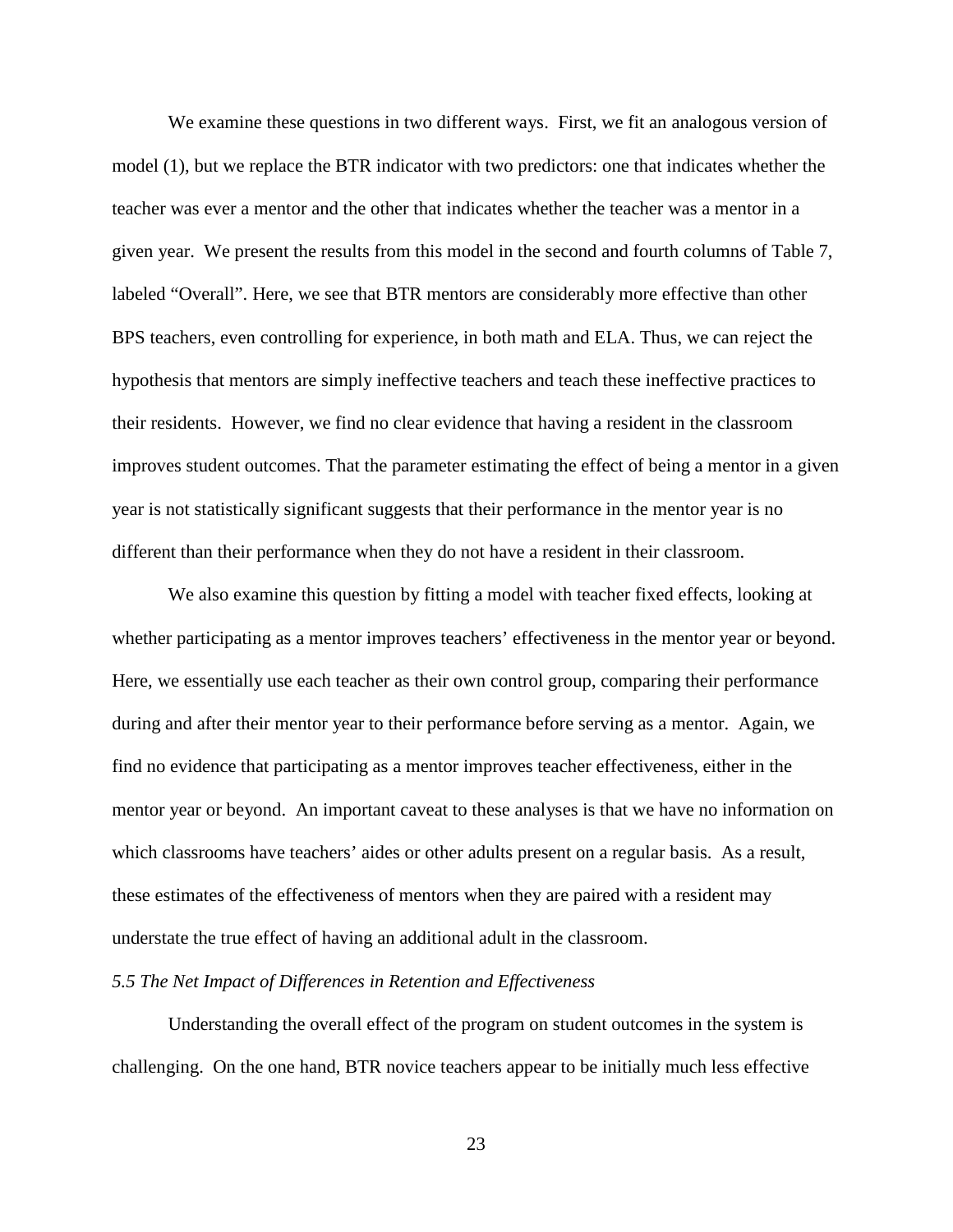We examine these questions in two different ways. First, we fit an analogous version of model (1), but we replace the BTR indicator with two predictors: one that indicates whether the teacher was ever a mentor and the other that indicates whether the teacher was a mentor in a given year. We present the results from this model in the second and fourth columns of Table 7, labeled "Overall". Here, we see that BTR mentors are considerably more effective than other BPS teachers, even controlling for experience, in both math and ELA. Thus, we can reject the hypothesis that mentors are simply ineffective teachers and teach these ineffective practices to their residents. However, we find no clear evidence that having a resident in the classroom improves student outcomes. That the parameter estimating the effect of being a mentor in a given year is not statistically significant suggests that their performance in the mentor year is no different than their performance when they do not have a resident in their classroom.

We also examine this question by fitting a model with teacher fixed effects, looking at whether participating as a mentor improves teachers' effectiveness in the mentor year or beyond. Here, we essentially use each teacher as their own control group, comparing their performance during and after their mentor year to their performance before serving as a mentor. Again, we find no evidence that participating as a mentor improves teacher effectiveness, either in the mentor year or beyond. An important caveat to these analyses is that we have no information on which classrooms have teachers' aides or other adults present on a regular basis. As a result, these estimates of the effectiveness of mentors when they are paired with a resident may understate the true effect of having an additional adult in the classroom.

*5.5 The Net Impact of Differences in Retention and Effectiveness*

Understanding the overall effect of the program on student outcomes in the system is challenging. On the one hand, BTR novice teachers appear to be initially much less effective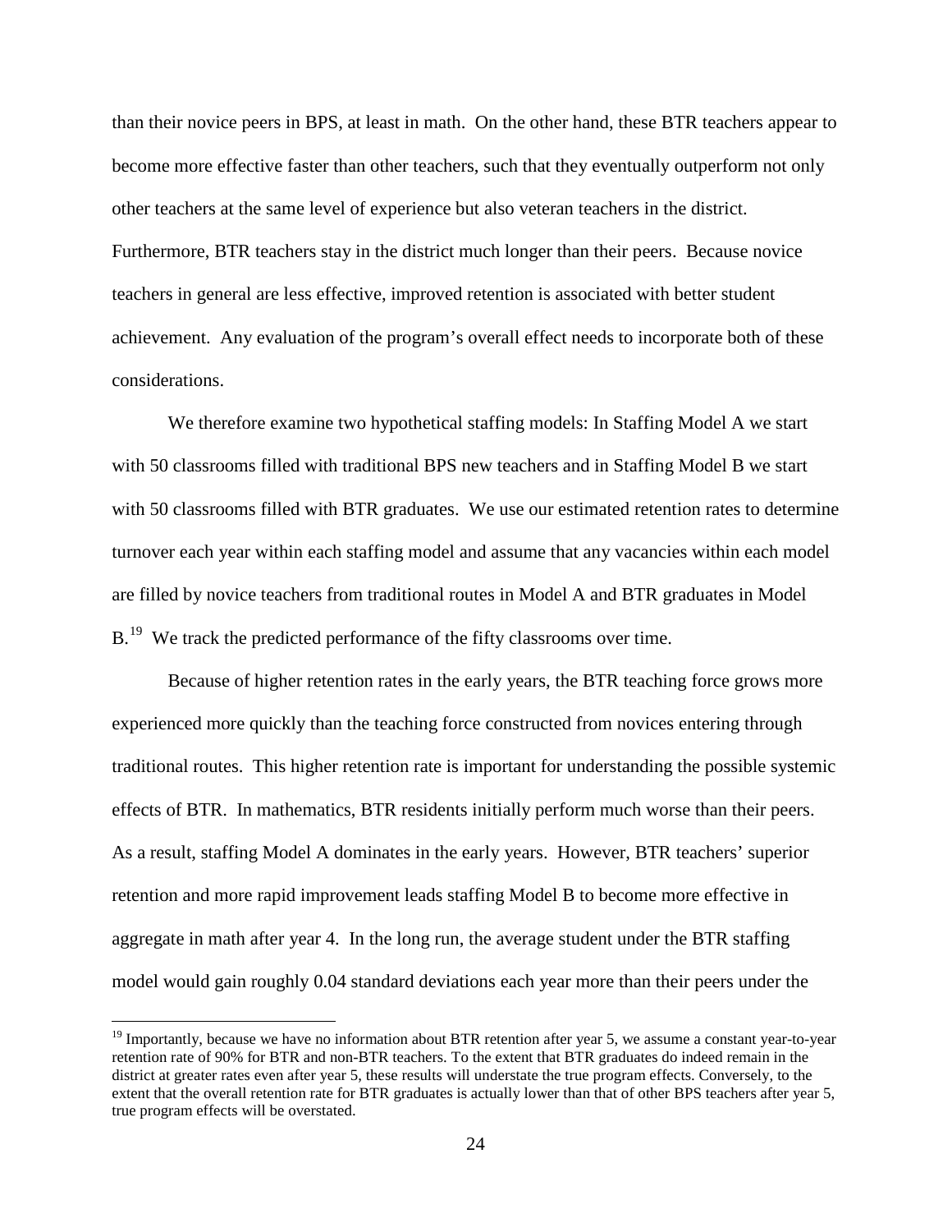than their novice peers in BPS, at least in math. On the other hand, these BTR teachers appear to become more effective faster than other teachers, such that they eventually outperform not only other teachers at the same level of experience but also veteran teachers in the district. Furthermore, BTR teachers stay in the district much longer than their peers. Because novice teachers in general are less effective, improved retention is associated with better student achievement. Any evaluation of the program's overall effect needs to incorporate both of these considerations.

We therefore examine two hypothetical staffing models: In Staffing Model A we start with 50 classrooms filled with traditional BPS new teachers and in Staffing Model B we start with 50 classrooms filled with BTR graduates. We use our estimated retention rates to determine turnover each year within each staffing model and assume that any vacancies within each model are filled by novice teachers from traditional routes in Model A and BTR graduates in Model B.[19] We track the predicted performance of the fifty classrooms over time.

Because of higher retention rates in the early years, the BTR teaching force grows more experienced more quickly than the teaching force constructed from novices entering through traditional routes. This higher retention rate is important for understanding the possible systemic effects of BTR. In mathematics, BTR residents initially perform much worse than their peers. As a result, staffing Model A dominates in the early years. However, BTR teachers' superior retention and more rapid improvement leads staffing Model B to become more effective in aggregate in math after year 4. In the long run, the average student under the BTR staffing model would gain roughly 0.04 standard deviations each year more than their peers under the

[19] Importantly, because we have no information about BTR retention after year 5, we assume a constant year-to-year retention rate of 90% for BTR and non-BTR teachers. To the extent that BTR graduates do indeed remain in the district at greater rates even after year 5, these results will understate the true program effects. Conversely, to the extent that the overall retention rate for BTR graduates is actually lower than that of other BPS teachers after year 5, true program effects will be overstated.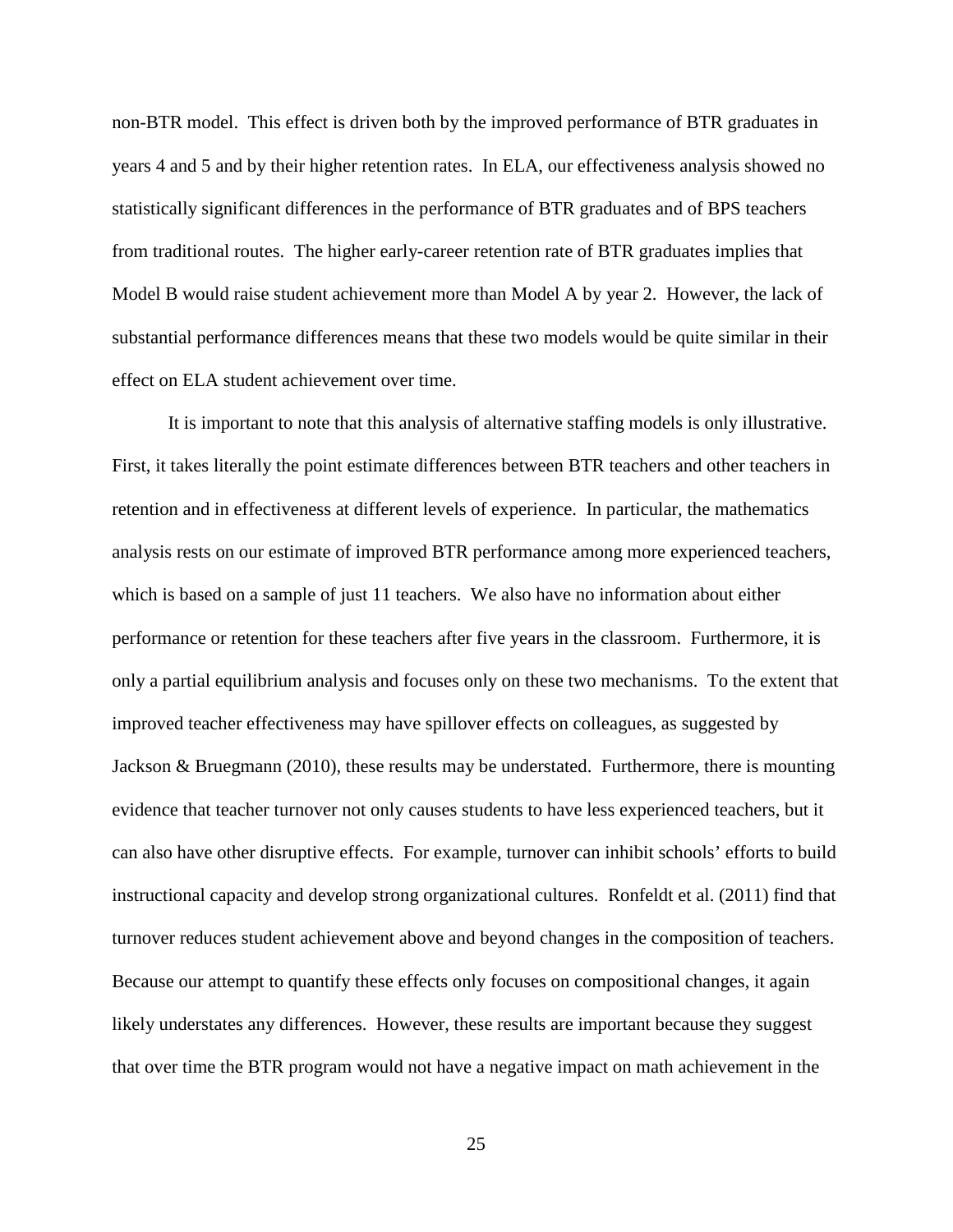non-BTR model. This effect is driven both by the improved performance of BTR graduates in years 4 and 5 and by their higher retention rates. In ELA, our effectiveness analysis showed no statistically significant differences in the performance of BTR graduates and of BPS teachers from traditional routes. The higher early-career retention rate of BTR graduates implies that Model B would raise student achievement more than Model A by year 2. However, the lack of substantial performance differences means that these two models would be quite similar in their effect on ELA student achievement over time.

It is important to note that this analysis of alternative staffing models is only illustrative. First, it takes literally the point estimate differences between BTR teachers and other teachers in retention and in effectiveness at different levels of experience. In particular, the mathematics analysis rests on our estimate of improved BTR performance among more experienced teachers, which is based on a sample of just 11 teachers. We also have no information about either performance or retention for these teachers after five years in the classroom. Furthermore, it is only a partial equilibrium analysis and focuses only on these two mechanisms. To the extent that improved teacher effectiveness may have spillover effects on colleagues, as suggested by Jackson & Bruegmann (2010), these results may be understated. Furthermore, there is mounting evidence that teacher turnover not only causes students to have less experienced teachers, but it can also have other disruptive effects. For example, turnover can inhibit schools' efforts to build instructional capacity and develop strong organizational cultures. Ronfeldt et al. (2011) find that turnover reduces student achievement above and beyond changes in the composition of teachers. Because our attempt to quantify these effects only focuses on compositional changes, it again likely understates any differences. However, these results are important because they suggest that over time the BTR program would not have a negative impact on math achievement in the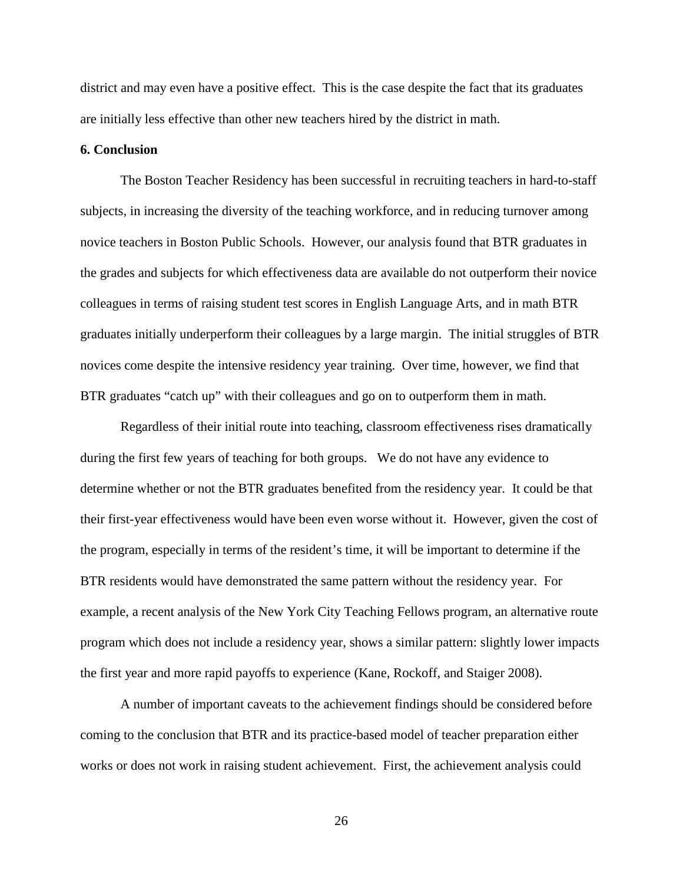district and may even have a positive effect. This is the case despite the fact that its graduates are initially less effective than other new teachers hired by the district in math.

## 6. Conclusion

The Boston Teacher Residency has been successful in recruiting teachers in hard-to-staff subjects, in increasing the diversity of the teaching workforce, and in reducing turnover among novice teachers in Boston Public Schools. However, our analysis found that BTR graduates in the grades and subjects for which effectiveness data are available do not outperform their novice colleagues in terms of raising student test scores in English Language Arts, and in math BTR graduates initially underperform their colleagues by a large margin. The initial struggles of BTR novices come despite the intensive residency year training. Over time, however, we find that BTR graduates "catch up" with their colleagues and go on to outperform them in math.

Regardless of their initial route into teaching, classroom effectiveness rises dramatically during the first few years of teaching for both groups. We do not have any evidence to determine whether or not the BTR graduates benefited from the residency year. It could be that their first-year effectiveness would have been even worse without it. However, given the cost of the program, especially in terms of the resident's time, it will be important to determine if the BTR residents would have demonstrated the same pattern without the residency year. For example, a recent analysis of the New York City Teaching Fellows program, an alternative route program which does not include a residency year, shows a similar pattern: slightly lower impacts the first year and more rapid payoffs to experience (Kane, Rockoff, and Staiger 2008).

A number of important caveats to the achievement findings should be considered before coming to the conclusion that BTR and its practice-based model of teacher preparation either works or does not work in raising student achievement. First, the achievement analysis could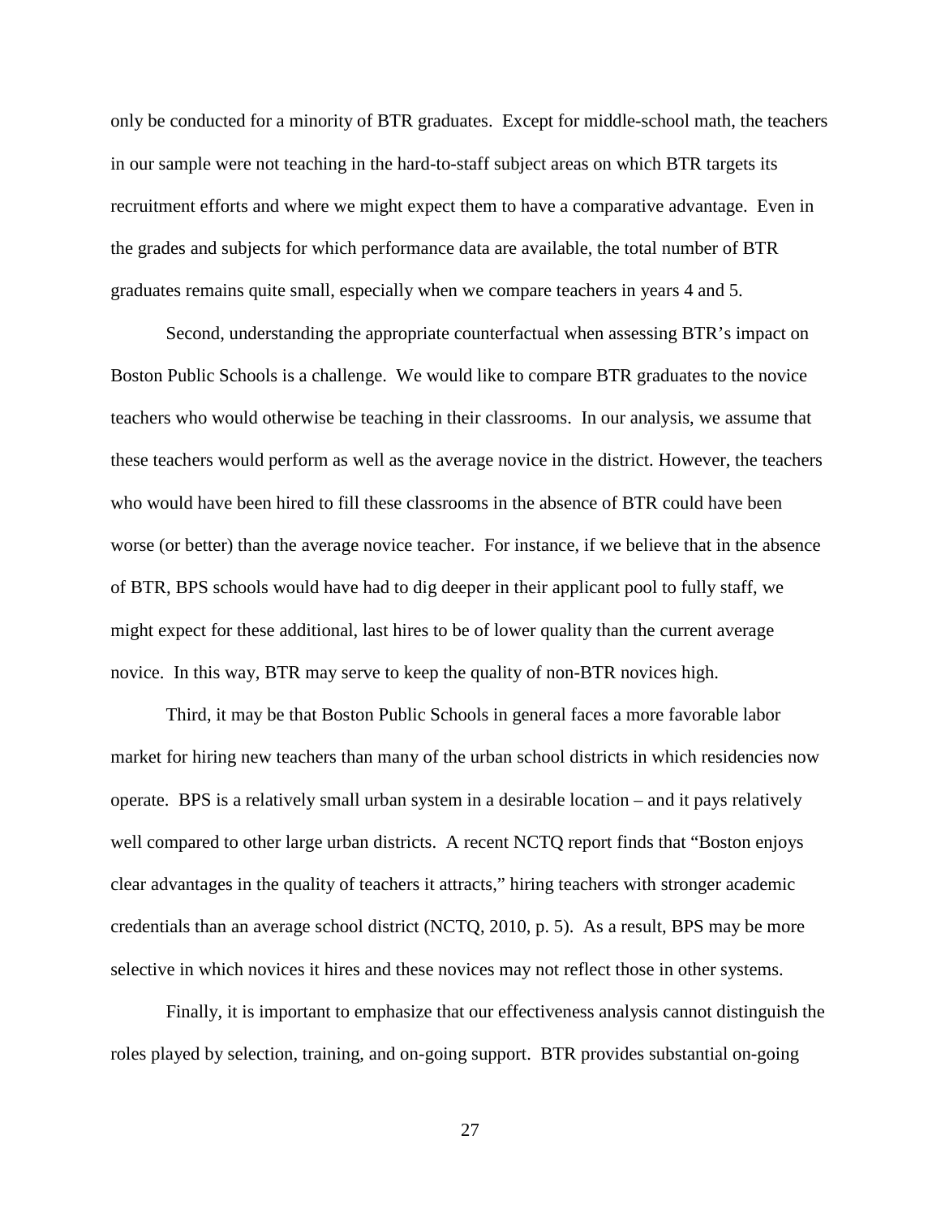only be conducted for a minority of BTR graduates. Except for middle-school math, the teachers in our sample were not teaching in the hard-to-staff subject areas on which BTR targets its recruitment efforts and where we might expect them to have a comparative advantage. Even in the grades and subjects for which performance data are available, the total number of BTR graduates remains quite small, especially when we compare teachers in years 4 and 5.

Second, understanding the appropriate counterfactual when assessing BTR's impact on Boston Public Schools is a challenge. We would like to compare BTR graduates to the novice teachers who would otherwise be teaching in their classrooms. In our analysis, we assume that these teachers would perform as well as the average novice in the district. However, the teachers who would have been hired to fill these classrooms in the absence of BTR could have been worse (or better) than the average novice teacher. For instance, if we believe that in the absence of BTR, BPS schools would have had to dig deeper in their applicant pool to fully staff, we might expect for these additional, last hires to be of lower quality than the current average novice. In this way, BTR may serve to keep the quality of non-BTR novices high.

Third, it may be that Boston Public Schools in general faces a more favorable labor market for hiring new teachers than many of the urban school districts in which residencies now operate. BPS is a relatively small urban system in a desirable location – and it pays relatively well compared to other large urban districts. A recent NCTQ report finds that "Boston enjoys clear advantages in the quality of teachers it attracts," hiring teachers with stronger academic credentials than an average school district (NCTQ, 2010, p. 5). As a result, BPS may be more selective in which novices it hires and these novices may not reflect those in other systems.

Finally, it is important to emphasize that our effectiveness analysis cannot distinguish the roles played by selection, training, and on-going support. BTR provides substantial on-going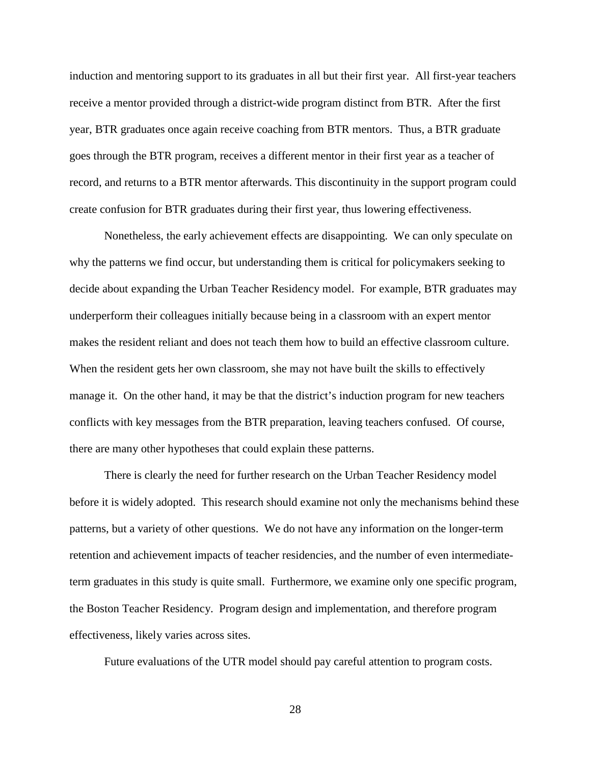induction and mentoring support to its graduates in all but their first year. All first-year teachers receive a mentor provided through a district-wide program distinct from BTR. After the first year, BTR graduates once again receive coaching from BTR mentors. Thus, a BTR graduate goes through the BTR program, receives a different mentor in their first year as a teacher of record, and returns to a BTR mentor afterwards. This discontinuity in the support program could create confusion for BTR graduates during their first year, thus lowering effectiveness.

Nonetheless, the early achievement effects are disappointing. We can only speculate on why the patterns we find occur, but understanding them is critical for policymakers seeking to decide about expanding the Urban Teacher Residency model. For example, BTR graduates may underperform their colleagues initially because being in a classroom with an expert mentor makes the resident reliant and does not teach them how to build an effective classroom culture. When the resident gets her own classroom, she may not have built the skills to effectively manage it. On the other hand, it may be that the district's induction program for new teachers conflicts with key messages from the BTR preparation, leaving teachers confused. Of course, there are many other hypotheses that could explain these patterns.

There is clearly the need for further research on the Urban Teacher Residency model before it is widely adopted. This research should examine not only the mechanisms behind these patterns, but a variety of other questions. We do not have any information on the longer-term retention and achievement impacts of teacher residencies, and the number of even intermediate-term graduates in this study is quite small. Furthermore, we examine only one specific program, the Boston Teacher Residency. Program design and implementation, and therefore program effectiveness, likely varies across sites.

Future evaluations of the UTR model should pay careful attention to program costs.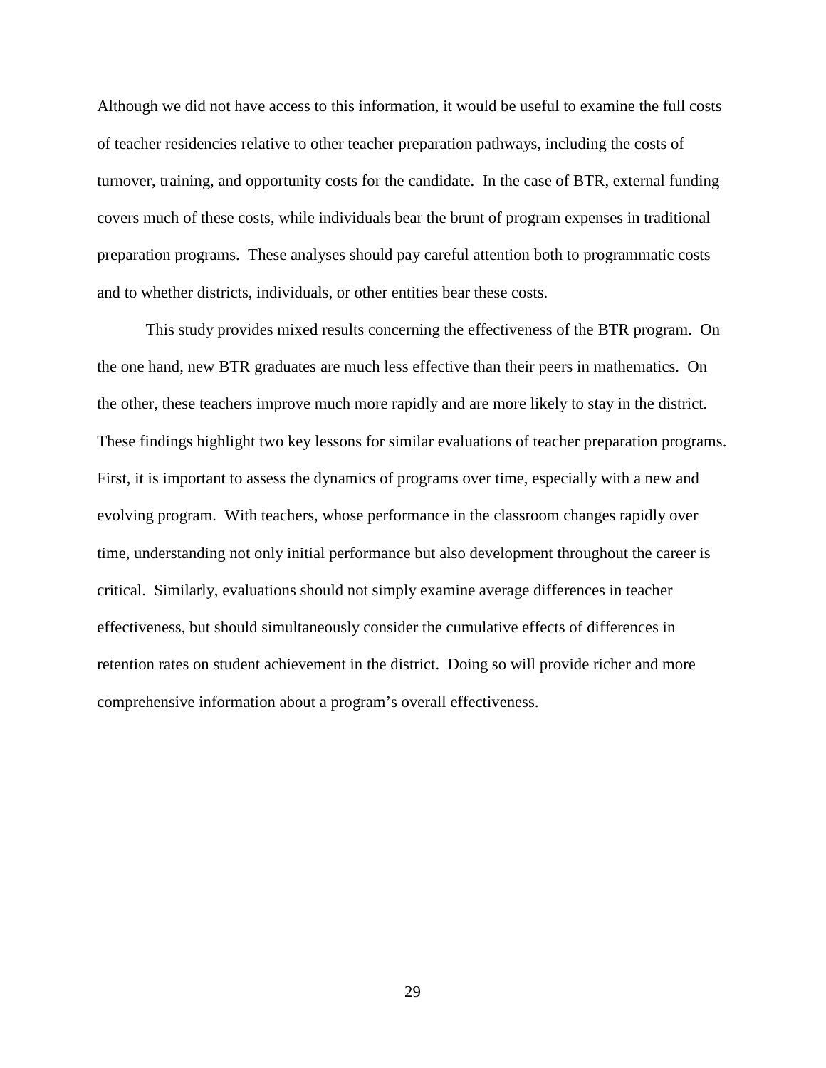Although we did not have access to this information, it would be useful to examine the full costs of teacher residencies relative to other teacher preparation pathways, including the costs of turnover, training, and opportunity costs for the candidate. In the case of BTR, external funding covers much of these costs, while individuals bear the brunt of program expenses in traditional preparation programs. These analyses should pay careful attention both to programmatic costs and to whether districts, individuals, or other entities bear these costs.

This study provides mixed results concerning the effectiveness of the BTR program. On the one hand, new BTR graduates are much less effective than their peers in mathematics. On the other, these teachers improve much more rapidly and are more likely to stay in the district. These findings highlight two key lessons for similar evaluations of teacher preparation programs. First, it is important to assess the dynamics of programs over time, especially with a new and evolving program. With teachers, whose performance in the classroom changes rapidly over time, understanding not only initial performance but also development throughout the career is critical. Similarly, evaluations should not simply examine average differences in teacher effectiveness, but should simultaneously consider the cumulative effects of differences in retention rates on student achievement in the district. Doing so will provide richer and more comprehensive information about a program's overall effectiveness.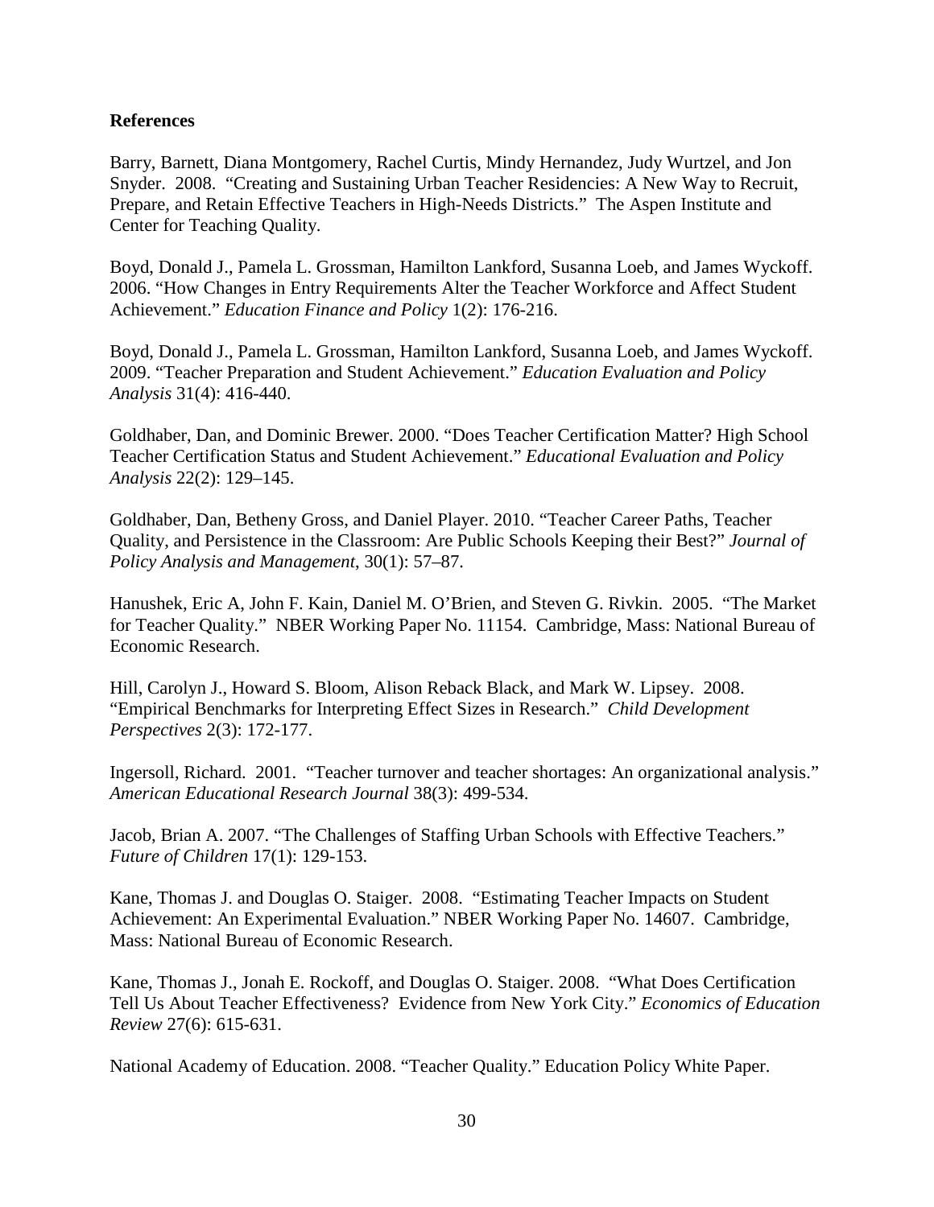**References**

Barry, Barnett, Diana Montgomery, Rachel Curtis, Mindy Hernandez, Judy Wurtzel, and Jon Snyder. 2008. "Creating and Sustaining Urban Teacher Residencies: A New Way to Recruit, Prepare, and Retain Effective Teachers in High-Needs Districts." The Aspen Institute and Center for Teaching Quality.

Boyd, Donald J., Pamela L. Grossman, Hamilton Lankford, Susanna Loeb, and James Wyckoff. 2006. "How Changes in Entry Requirements Alter the Teacher Workforce and Affect Student Achievement." *Education Finance and Policy* 1(2): 176-216.

Boyd, Donald J., Pamela L. Grossman, Hamilton Lankford, Susanna Loeb, and James Wyckoff. 2009. "Teacher Preparation and Student Achievement." *Education Evaluation and Policy Analysis* 31(4): 416-440.

Goldhaber, Dan, and Dominic Brewer. 2000. "Does Teacher Certification Matter? High School Teacher Certification Status and Student Achievement." *Educational Evaluation and Policy Analysis* 22(2): 129–145.

Goldhaber, Dan, Betheny Gross, and Daniel Player. 2010. "Teacher Career Paths, Teacher Quality, and Persistence in the Classroom: Are Public Schools Keeping their Best?" *Journal of Policy Analysis and Management*, 30(1): 57–87.

Hanushek, Eric A, John F. Kain, Daniel M. O'Brien, and Steven G. Rivkin. 2005. "The Market for Teacher Quality." NBER Working Paper No. 11154. Cambridge, Mass: National Bureau of Economic Research.

Hill, Carolyn J., Howard S. Bloom, Alison Reback Black, and Mark W. Lipsey. 2008. "Empirical Benchmarks for Interpreting Effect Sizes in Research." *Child Development Perspectives* 2(3): 172-177.

Ingersoll, Richard. 2001. "Teacher turnover and teacher shortages: An organizational analysis." *American Educational Research Journal* 38(3): 499-534.

Jacob, Brian A. 2007. "The Challenges of Staffing Urban Schools with Effective Teachers." *Future of Children* 17(1): 129-153.

Kane, Thomas J. and Douglas O. Staiger. 2008. "Estimating Teacher Impacts on Student Achievement: An Experimental Evaluation." NBER Working Paper No. 14607. Cambridge, Mass: National Bureau of Economic Research.

Kane, Thomas J., Jonah E. Rockoff, and Douglas O. Staiger. 2008. "What Does Certification Tell Us About Teacher Effectiveness? Evidence from New York City." *Economics of Education Review* 27(6): 615-631.

National Academy of Education. 2008. "Teacher Quality." Education Policy White Paper.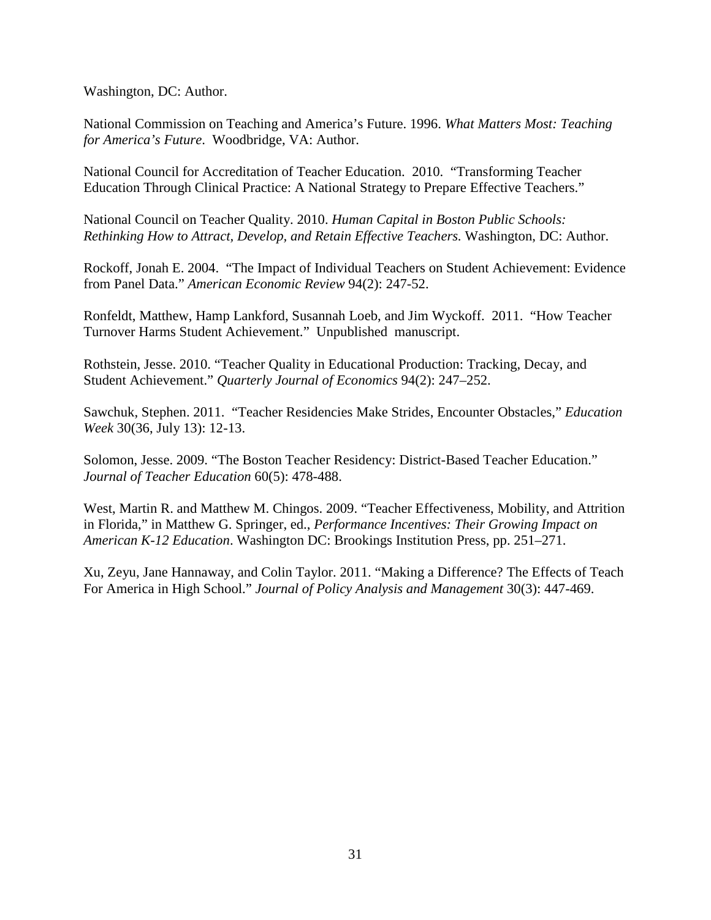Washington, DC: Author.

National Commission on Teaching and America's Future. 1996. *What Matters Most: Teaching for America's Future*. Woodbridge, VA: Author.

National Council for Accreditation of Teacher Education. 2010. "Transforming Teacher Education Through Clinical Practice: A National Strategy to Prepare Effective Teachers."

National Council on Teacher Quality. 2010. *Human Capital in Boston Public Schools: Rethinking How to Attract, Develop, and Retain Effective Teachers.* Washington, DC: Author.

Rockoff, Jonah E. 2004. "The Impact of Individual Teachers on Student Achievement: Evidence from Panel Data." *American Economic Review* 94(2): 247-52.

Ronfeldt, Matthew, Hamp Lankford, Susannah Loeb, and Jim Wyckoff. 2011. "How Teacher Turnover Harms Student Achievement." Unpublished manuscript.

Rothstein, Jesse. 2010. "Teacher Quality in Educational Production: Tracking, Decay, and Student Achievement." *Quarterly Journal of Economics* 94(2): 247–252.

Sawchuk, Stephen. 2011. "Teacher Residencies Make Strides, Encounter Obstacles," *Education Week* 30(36, July 13): 12-13.

Solomon, Jesse. 2009. "The Boston Teacher Residency: District-Based Teacher Education." *Journal of Teacher Education* 60(5): 478-488.

West, Martin R. and Matthew M. Chingos. 2009. "Teacher Effectiveness, Mobility, and Attrition in Florida," in Matthew G. Springer, ed., *Performance Incentives: Their Growing Impact on American K-12 Education*. Washington DC: Brookings Institution Press, pp. 251–271.

Xu, Zeyu, Jane Hannaway, and Colin Taylor. 2011. "Making a Difference? The Effects of Teach For America in High School." *Journal of Policy Analysis and Management* 30(3): 447-469.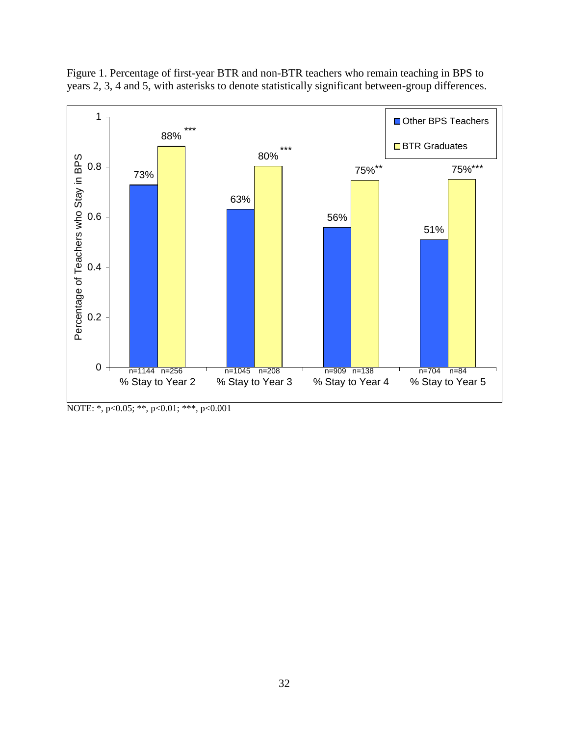Figure 1. Percentage of first-year BTR and non-BTR teachers who remain teaching in BPS to years 2, 3, 4 and 5, with asterisks to denote statistically significant between-group differences.

| | Other BPS Teachers | BTR Graduates |
|---|---|---|
| % Stay to Year 2 | 73% (n=1144) | 88%*** (n=256) |
| % Stay to Year 3 | 63% (n=1045) | 80%*** (n=208) |
| % Stay to Year 4 | 56% (n=909) | 75%** (n=138) |
| % Stay to Year 5 | 51% (n=704) | 75%*** (n=84) |

NOTE: *, $p<0.05$; **, $p<0.01$; ***, $p<0.001$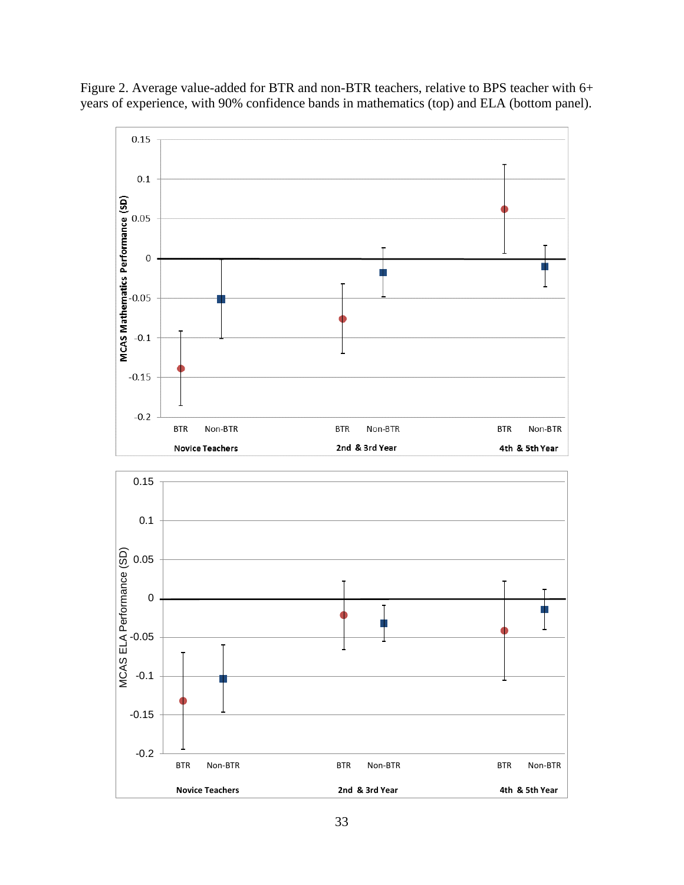Figure 2. Average value-added for BTR and non-BTR teachers, relative to BPS teacher with 6+ years of experience, with 90% confidence bands in mathematics (top) and ELA (bottom panel).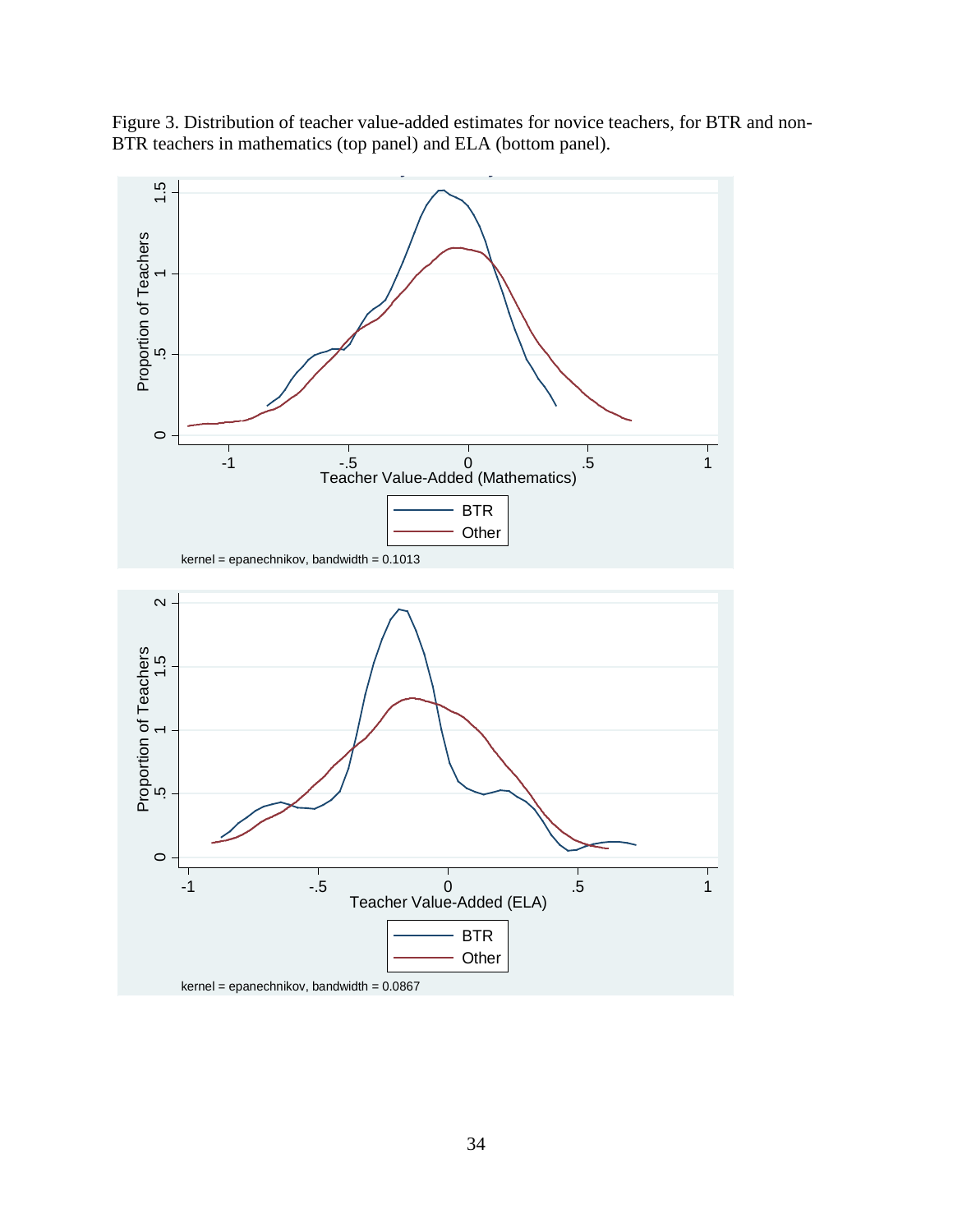Figure 3. Distribution of teacher value-added estimates for novice teachers, for BTR and non-BTR teachers in mathematics (top panel) and ELA (bottom panel).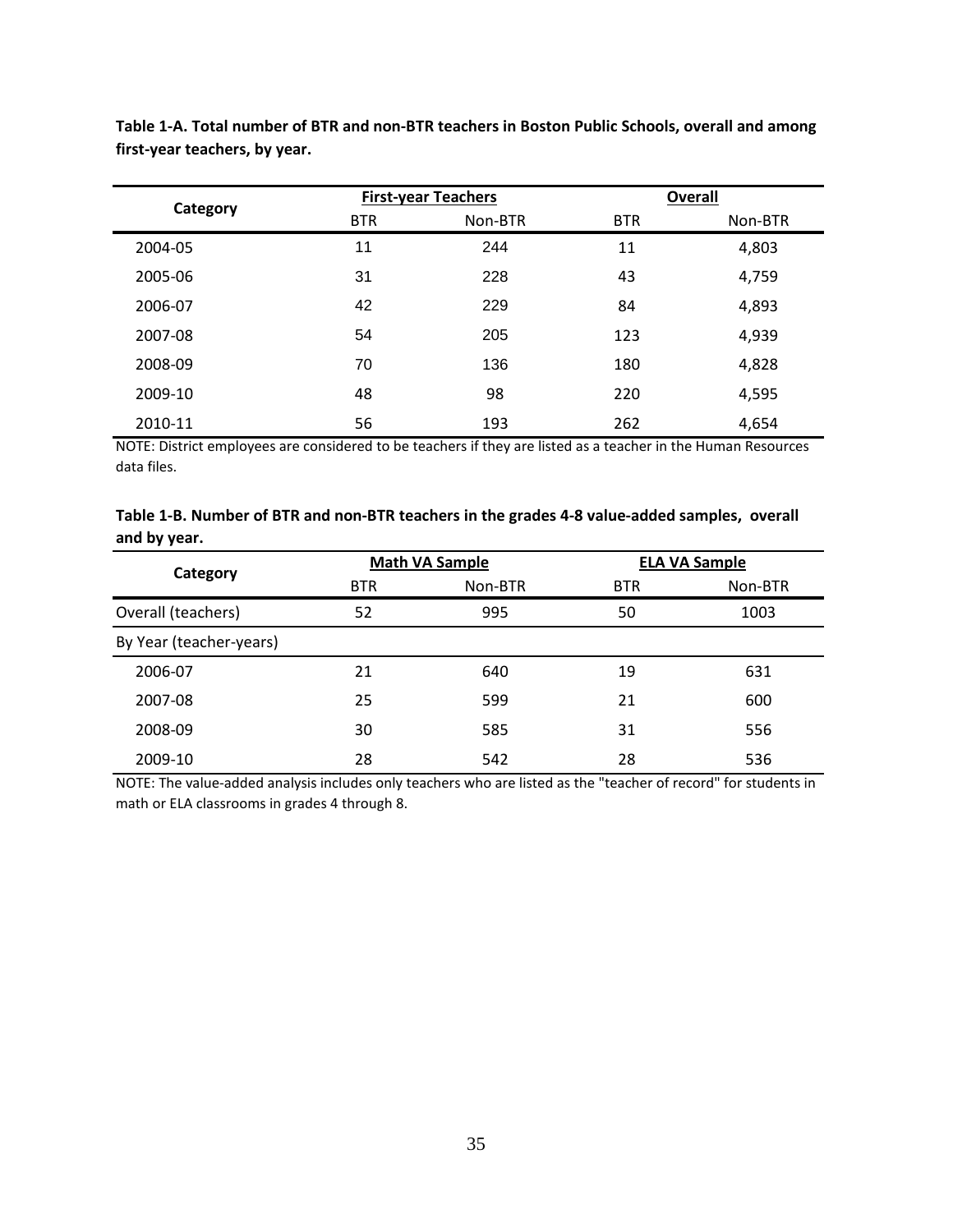**Table 1-A. Total number of BTR and non-BTR teachers in Boston Public Schools, overall and among first-year teachers, by year.**

| Category | First-year Teachers | | Overall | |
|---|---|---|---|---|
| | BTR | Non-BTR | BTR | Non-BTR |
| 2004-05 | 11 | 244 | 11 | 4,803 |
| 2005-06 | 31 | 228 | 43 | 4,759 |
| 2006-07 | 42 | 229 | 84 | 4,893 |
| 2007-08 | 54 | 205 | 123 | 4,939 |
| 2008-09 | 70 | 136 | 180 | 4,828 |
| 2009-10 | 48 | 98 | 220 | 4,595 |
| 2010-11 | 56 | 193 | 262 | 4,654 |

NOTE: District employees are considered to be teachers if they are listed as a teacher in the Human Resources data files.

**Table 1-B. Number of BTR and non-BTR teachers in the grades 4-8 value-added samples, overall and by year.**

| Category | Math VA Sample | | ELA VA Sample | |
|---|---|---|---|---|
| | BTR | Non-BTR | BTR | Non-BTR |
| Overall (teachers) | 52 | 995 | 50 | 1003 |
| By Year (teacher-years) | | | | |
| 2006-07 | 21 | 640 | 19 | 631 |
| 2007-08 | 25 | 599 | 21 | 600 |
| 2008-09 | 30 | 585 | 31 | 556 |
| 2009-10 | 28 | 542 | 28 | 536 |

NOTE: The value-added analysis includes only teachers who are listed as the "teacher of record" for students in math or ELA classrooms in grades 4 through 8.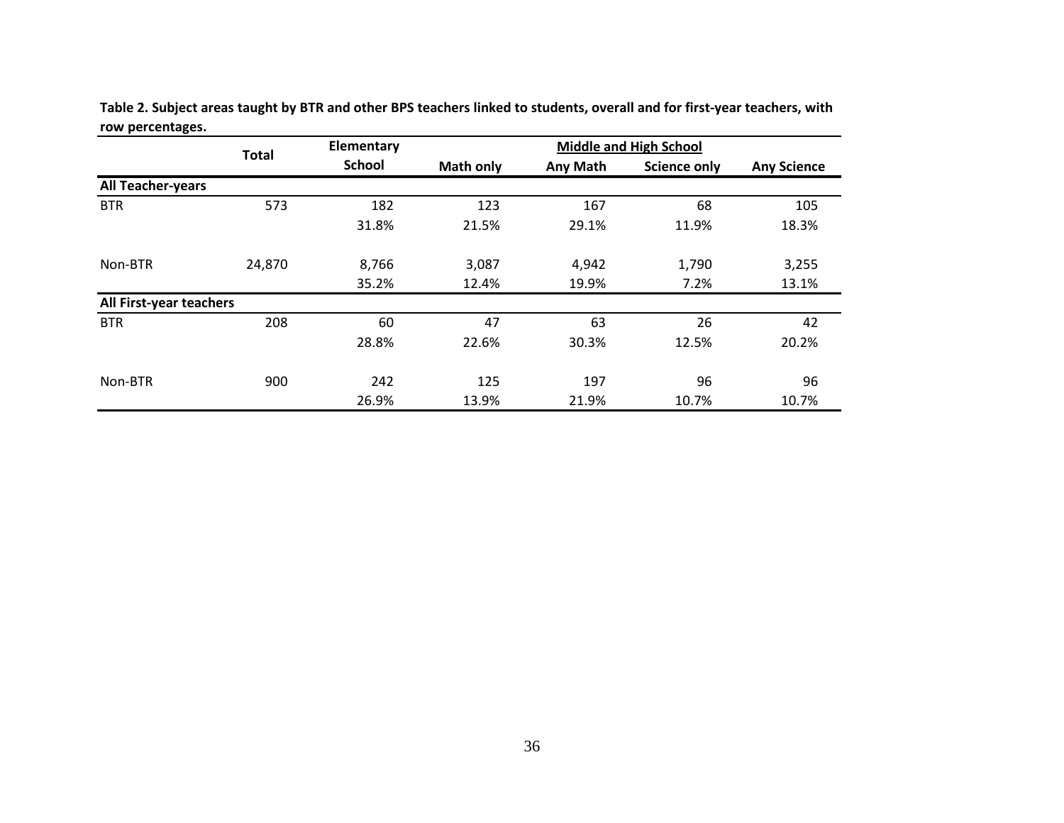**Table 2. Subject areas taught by BTR and other BPS teachers linked to students, overall and for first-year teachers, with row percentages.**

| | Total | Elementary School | Middle and High School | | | |
|---|---|---|---|---|---|---|
| | | | Math only | Any Math | Science only | Any Science |
| **All Teacher-years** | | | | | | |
| BTR | 573 | 182 | 123 | 167 | 68 | 105 |
| | | 31.8% | 21.5% | 29.1% | 11.9% | 18.3% |
| Non-BTR | 24,870 | 8,766 | 3,087 | 4,942 | 1,790 | 3,255 |
| | | 35.2% | 12.4% | 19.9% | 7.2% | 13.1% |
| **All First-year teachers** | | | | | | |
| BTR | 208 | 60 | 47 | 63 | 26 | 42 |
| | | 28.8% | 22.6% | 30.3% | 12.5% | 20.2% |
| Non-BTR | 900 | 242 | 125 | 197 | 96 | 96 |
| | | 26.9% | 13.9% | 21.9% | 10.7% | 10.7% |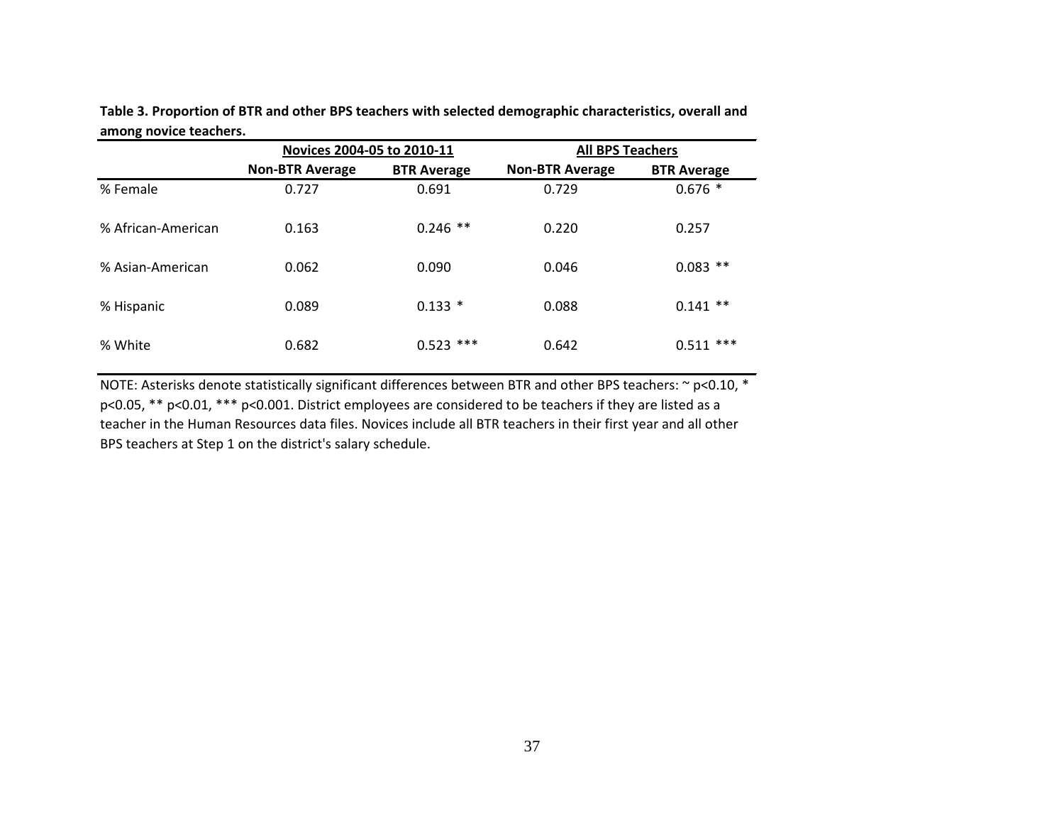**Table 3. Proportion of BTR and other BPS teachers with selected demographic characteristics, overall and among novice teachers.**

| | Novices 2004-05 to 2010-11 | | All BPS Teachers | |
|---|---|---|---|---|
| | Non-BTR Average | BTR Average | Non-BTR Average | BTR Average |
| % Female | 0.727 | 0.691 | 0.729 | 0.676 * |
| % African-American | 0.163 | 0.246 ** | 0.220 | 0.257 |
| % Asian-American | 0.062 | 0.090 | 0.046 | 0.083 ** |
| % Hispanic | 0.089 | 0.133 * | 0.088 | 0.141 ** |
| % White | 0.682 | 0.523 *** | 0.642 | 0.511 *** |

NOTE: Asterisks denote statistically significant differences between BTR and other BPS teachers: ~ p<0.10, * p<0.05, ** p<0.01, *** p<0.001. District employees are considered to be teachers if they are listed as a teacher in the Human Resources data files. Novices include all BTR teachers in their first year and all other BPS teachers at Step 1 on the district's salary schedule.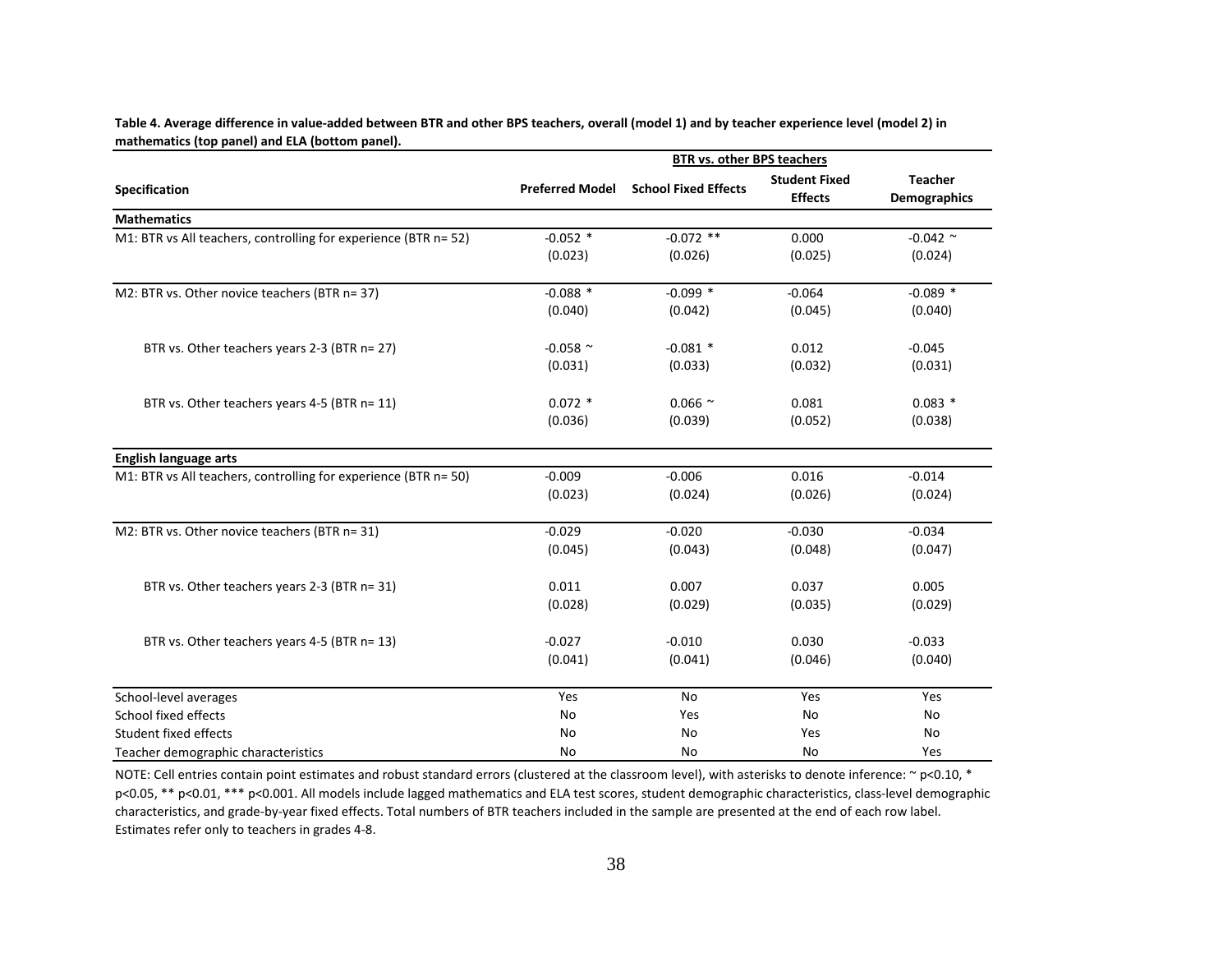**Table 4. Average difference in value-added between BTR and other BPS teachers, overall (model 1) and by teacher experience level (model 2) in mathematics (top panel) and ELA (bottom panel).**

| | BTR vs. other BPS teachers | | | |
|---|---|---|---|---|
| **Specification** | **Preferred Model** | **School Fixed Effects** | **Student Fixed Effects** | **Teacher Demographics** |
| **Mathematics** | | | | |
| M1: BTR vs All teachers, controlling for experience (BTR n= 52) | -0.052 * | -0.072 ** | 0.000 | -0.042 ~ |
| | (0.023) | (0.026) | (0.025) | (0.024) |
| M2: BTR vs. Other novice teachers (BTR n= 37) | -0.088 * | -0.099 * | -0.064 | -0.089 * |
| | (0.040) | (0.042) | (0.045) | (0.040) |
| BTR vs. Other teachers years 2-3 (BTR n= 27) | -0.058 ~ | -0.081 * | 0.012 | -0.045 |
| | (0.031) | (0.033) | (0.032) | (0.031) |
| BTR vs. Other teachers years 4-5 (BTR n= 11) | 0.072 * | 0.066 ~ | 0.081 | 0.083 * |
| | (0.036) | (0.039) | (0.052) | (0.038) |
| **English language arts** | | | | |
| M1: BTR vs All teachers, controlling for experience (BTR n= 50) | -0.009 | -0.006 | 0.016 | -0.014 |
| | (0.023) | (0.024) | (0.026) | (0.024) |
| M2: BTR vs. Other novice teachers (BTR n= 31) | -0.029 | -0.020 | -0.030 | -0.034 |
| | (0.045) | (0.043) | (0.048) | (0.047) |
| BTR vs. Other teachers years 2-3 (BTR n= 31) | 0.011 | 0.007 | 0.037 | 0.005 |
| | (0.028) | (0.029) | (0.035) | (0.029) |
| BTR vs. Other teachers years 4-5 (BTR n= 13) | -0.027 | -0.010 | 0.030 | -0.033 |
| | (0.041) | (0.041) | (0.046) | (0.040) |
| School-level averages | Yes | No | Yes | Yes |
| School fixed effects | No | Yes | No | No |
| Student fixed effects | No | No | Yes | No |
| Teacher demographic characteristics | No | No | No | Yes |

NOTE: Cell entries contain point estimates and robust standard errors (clustered at the classroom level), with asterisks to denote inference: ~ p<0.10, * p<0.05, ** p<0.01, *** p<0.001. All models include lagged mathematics and ELA test scores, student demographic characteristics, class-level demographic characteristics, and grade-by-year fixed effects. Total numbers of BTR teachers included in the sample are presented at the end of each row label. Estimates refer only to teachers in grades 4-8.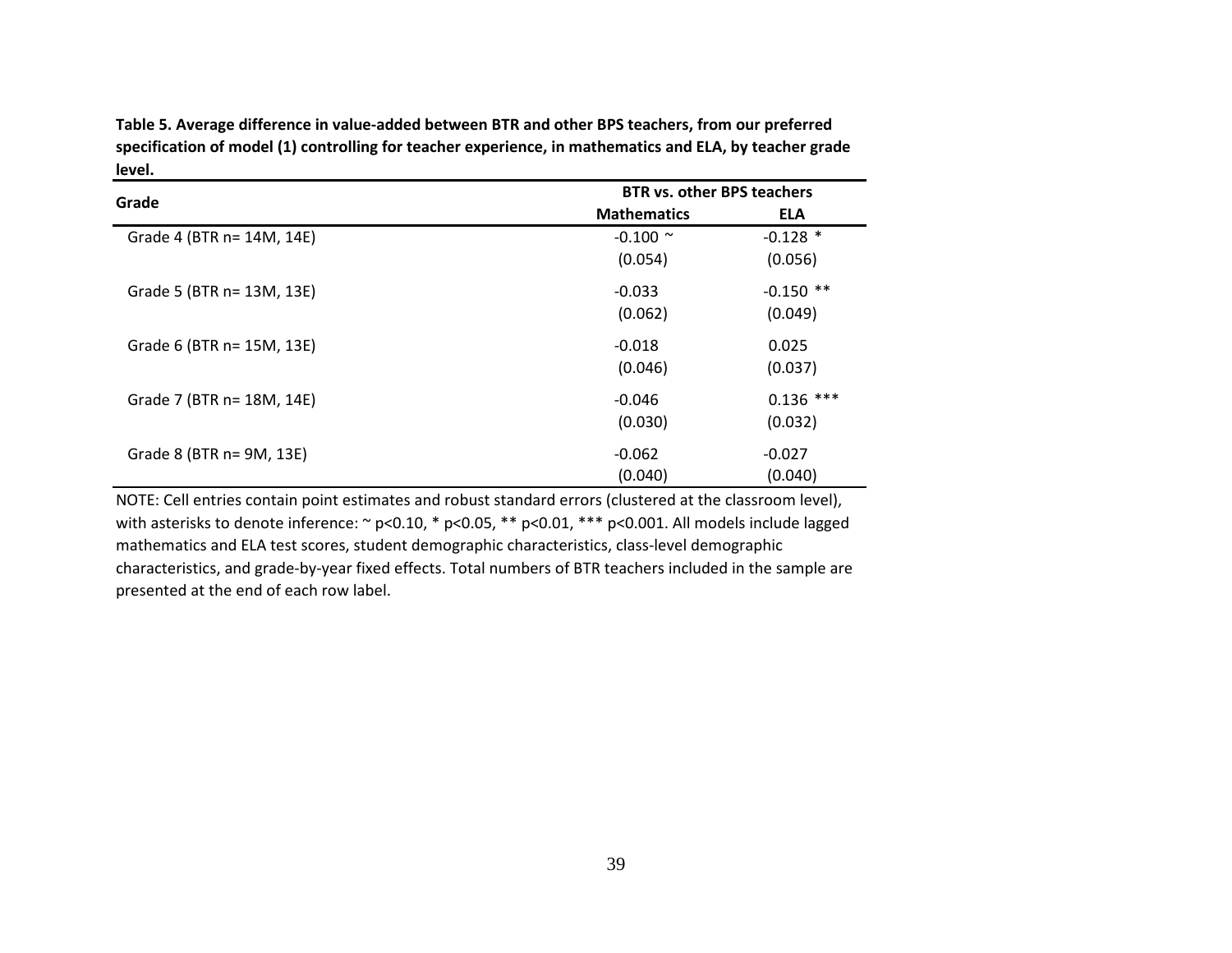**Table 5. Average difference in value-added between BTR and other BPS teachers, from our preferred specification of model (1) controlling for teacher experience, in mathematics and ELA, by teacher grade level.**

| Grade | BTR vs. other BPS teachers | |
|---|---|---|
| | **Mathematics** | **ELA** |
| Grade 4 (BTR n= 14M, 14E) | -0.100 ~ | -0.128 * |
| | (0.054) | (0.056) |
| Grade 5 (BTR n= 13M, 13E) | -0.033 | -0.150 ** |
| | (0.062) | (0.049) |
| Grade 6 (BTR n= 15M, 13E) | -0.018 | 0.025 |
| | (0.046) | (0.037) |
| Grade 7 (BTR n= 18M, 14E) | -0.046 | 0.136 *** |
| | (0.030) | (0.032) |
| Grade 8 (BTR n= 9M, 13E) | -0.062 | -0.027 |
| | (0.040) | (0.040) |

NOTE: Cell entries contain point estimates and robust standard errors (clustered at the classroom level), with asterisks to denote inference: ~ $p<0.10$, * $p<0.05$, ** $p<0.01$, *** $p<0.001$. All models include lagged mathematics and ELA test scores, student demographic characteristics, class-level demographic characteristics, and grade-by-year fixed effects. Total numbers of BTR teachers included in the sample are presented at the end of each row label.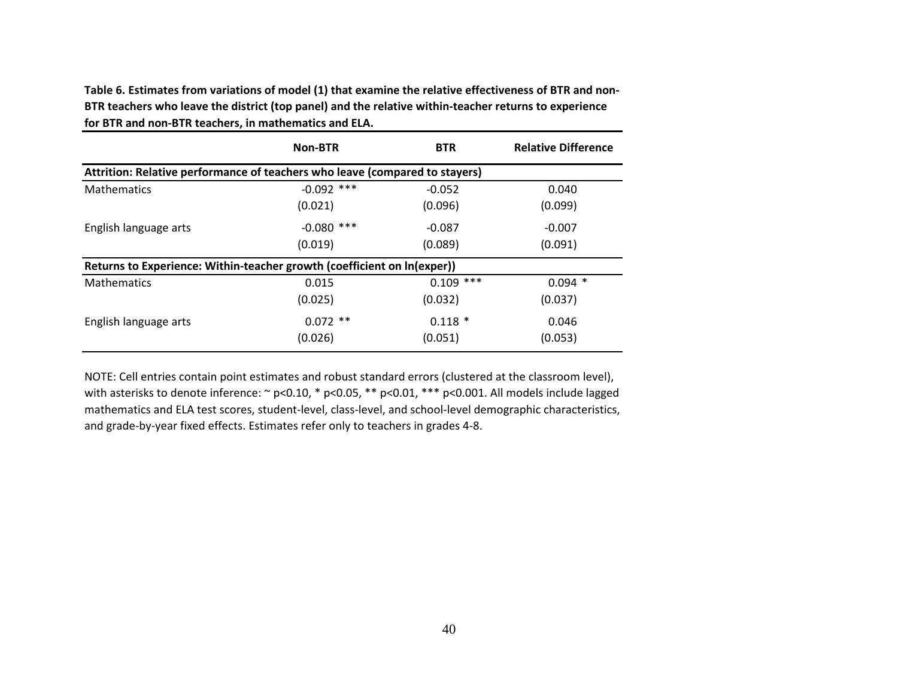**Table 6. Estimates from variations of model (1) that examine the relative effectiveness of BTR and non-BTR teachers who leave the district (top panel) and the relative within-teacher returns to experience for BTR and non-BTR teachers, in mathematics and ELA.**

| | Non-BTR | BTR | Relative Difference |
|---|---|---|---|
| **Attrition: Relative performance of teachers who leave (compared to stayers)** | | | |
| Mathematics | -0.092 *** | -0.052 | 0.040 |
| | (0.021) | (0.096) | (0.099) |
| English language arts | -0.080 *** | -0.087 | -0.007 |
| | (0.019) | (0.089) | (0.091) |
| **Returns to Experience: Within-teacher growth (coefficient on ln(exper))** | | | |
| Mathematics | 0.015 | 0.109 *** | 0.094 * |
| | (0.025) | (0.032) | (0.037) |
| English language arts | 0.072 ** | 0.118 * | 0.046 |
| | (0.026) | (0.051) | (0.053) |

NOTE: Cell entries contain point estimates and robust standard errors (clustered at the classroom level), with asterisks to denote inference: ~ $p<0.10$, * $p<0.05$, ** $p<0.01$, *** $p<0.001$. All models include lagged mathematics and ELA test scores, student-level, class-level, and school-level demographic characteristics, and grade-by-year fixed effects. Estimates refer only to teachers in grades 4-8.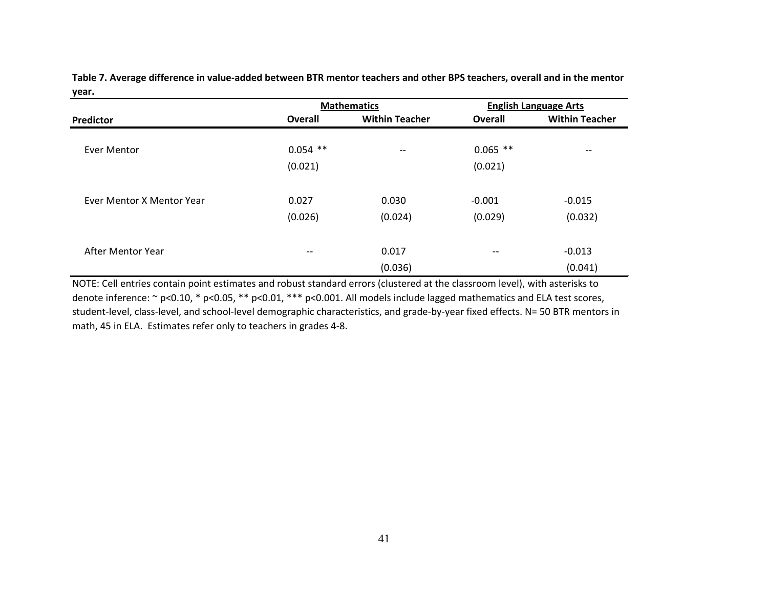**Table 7. Average difference in value-added between BTR mentor teachers and other BPS teachers, overall and in the mentor year.**

| | Mathematics | | English Language Arts | |
|---|---|---|---|---|
| **Predictor** | **Overall** | **Within Teacher** | **Overall** | **Within Teacher** |
| Ever Mentor | 0.054 ** | -- | 0.065 ** | -- |
| | (0.021) | | (0.021) | |
| Ever Mentor X Mentor Year | 0.027 | 0.030 | -0.001 | -0.015 |
| | (0.026) | (0.024) | (0.029) | (0.032) |
| After Mentor Year | -- | 0.017 | -- | -0.013 |
| | | (0.036) | | (0.041) |

NOTE: Cell entries contain point estimates and robust standard errors (clustered at the classroom level), with asterisks to denote inference: ~ $p<0.10$, * $p<0.05$, ** $p<0.01$, *** $p<0.001$. All models include lagged mathematics and ELA test scores, student-level, class-level, and school-level demographic characteristics, and grade-by-year fixed effects. N= 50 BTR mentors in math, 45 in ELA. Estimates refer only to teachers in grades 4-8.